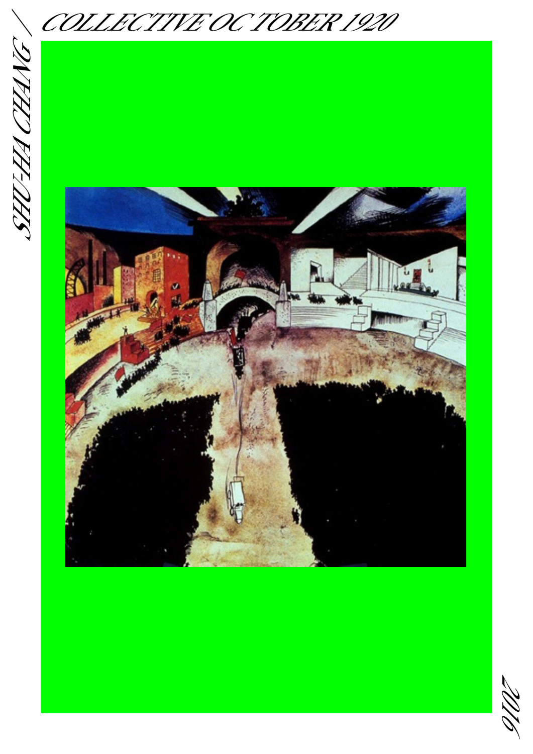# SHU-HA CHANG / COLLECTIVE OC TOBER 1920

2016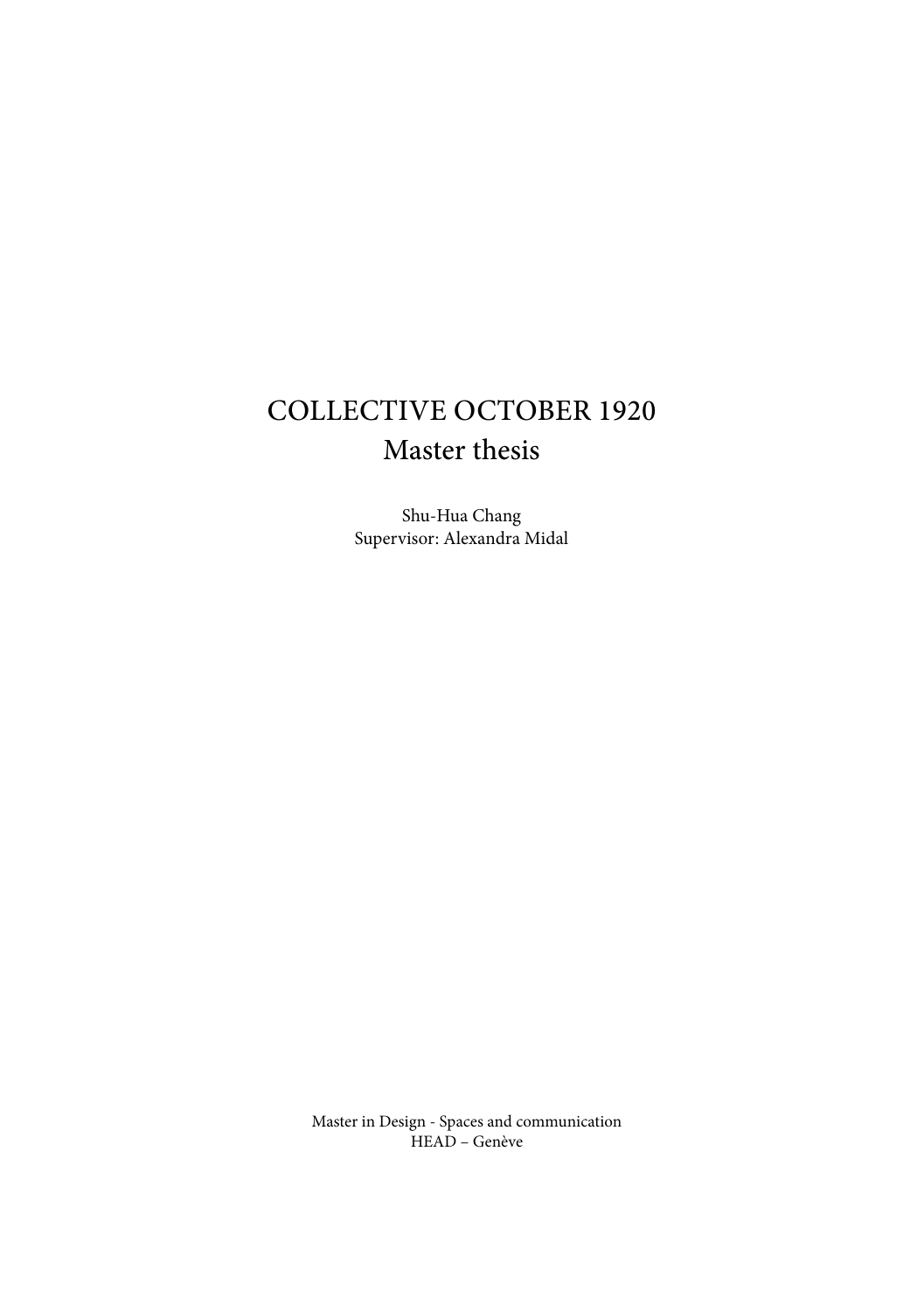# COLLECTIVE OCTOBER 1920
## Master thesis

Shu-Hua Chang
Supervisor: Alexandra Midal

Master in Design - Spaces and communication
HEAD – Genève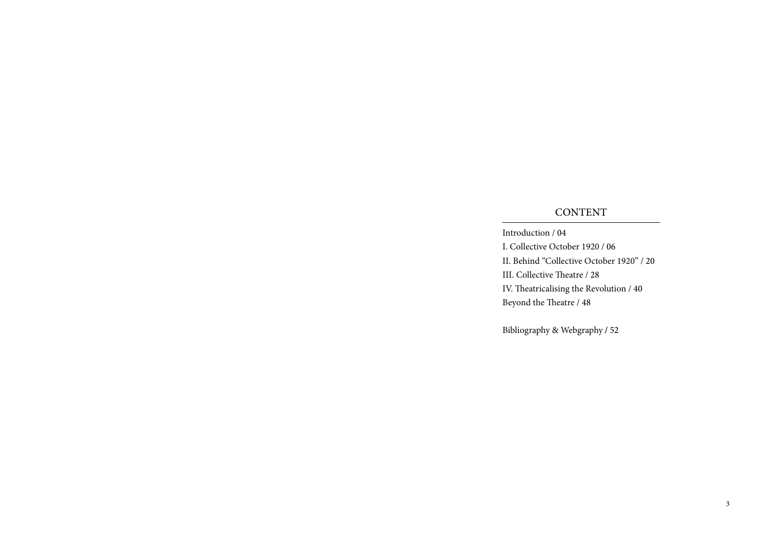## CONTENT

Introduction / 04

I. Collective October 1920 / 06

II. Behind "Collective October 1920" / 20

III. Collective Theatre / 28

IV. Theatricalising the Revolution / 40

Beyond the Theatre / 48

Bibliography & Webgraphy / 52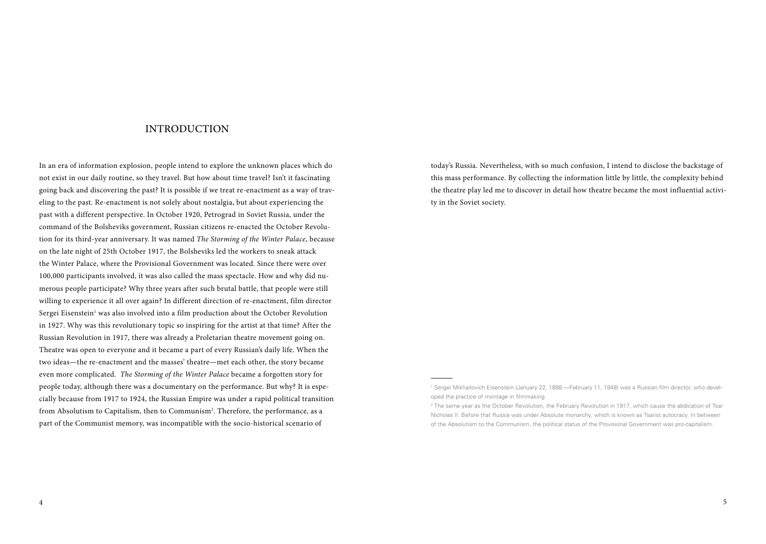# INTRODUCTION

In an era of information explosion, people intend to explore the unknown places which do not exist in our daily routine, so they travel. But how about time travel? Isn't it fascinating going back and discovering the past? It is possible if we treat re-enactment as a way of traveling to the past. Re-enactment is not solely about nostalgia, but about experiencing the past with a different perspective. In October 1920, Petrograd in Soviet Russia, under the command of the Bolsheviks government, Russian citizens re-enacted the October Revolution for its third-year anniversary. It was named *The Storming of the Winter Palace*, because on the late night of 25th October 1917, the Bolsheviks led the workers to sneak attack the Winter Palace, where the Provisional Government was located. Since there were over 100,000 participants involved, it was also called the mass spectacle. How and why did numerous people participate? Why three years after such brutal battle, that people were still willing to experience it all over again? In different direction of re-enactment, film director Sergei Eisenstein[1] was also involved into a film production about the October Revolution in 1927. Why was this revolutionary topic so inspiring for the artist at that time? After the Russian Revolution in 1917, there was already a Proletarian theatre movement going on. Theatre was open to everyone and it became a part of every Russian's daily life. When the two ideas—the re-enactment and the masses' theatre—met each other, the story became even more complicated. *The Storming of the Winter Palace* became a forgotten story for people today, although there was a documentary on the performance. But why? It is especially because from 1917 to 1924, the Russian Empire was under a rapid political transition from Absolutism to Capitalism, then to Communism[2]. Therefore, the performance, as a part of the Communist memory, was incompatible with the socio-historical scenario of today's Russia. Nevertheless, with so much confusion, I intend to disclose the backstage of this mass performance. By collecting the information little by little, the complexity behind the theatre play led me to discover in detail how theatre became the most influential activity in the Soviet society.

---

[1] Sergei Mikhailovich Eisenstein (January 22, 1898 —February 11, 1948) was a Russian film director, who developed the practice of montage in filmmaking.

[2] The same year as the October Revolution, the February Revolution in 1917, which cause the abdication of Tsar Nicholas II. Before that Russia was under Absolute monarchy, which is known as Tsarist autocracy. In between of the Absolutism to the Communism, the political status of the Provisional Government was pro-capitalism.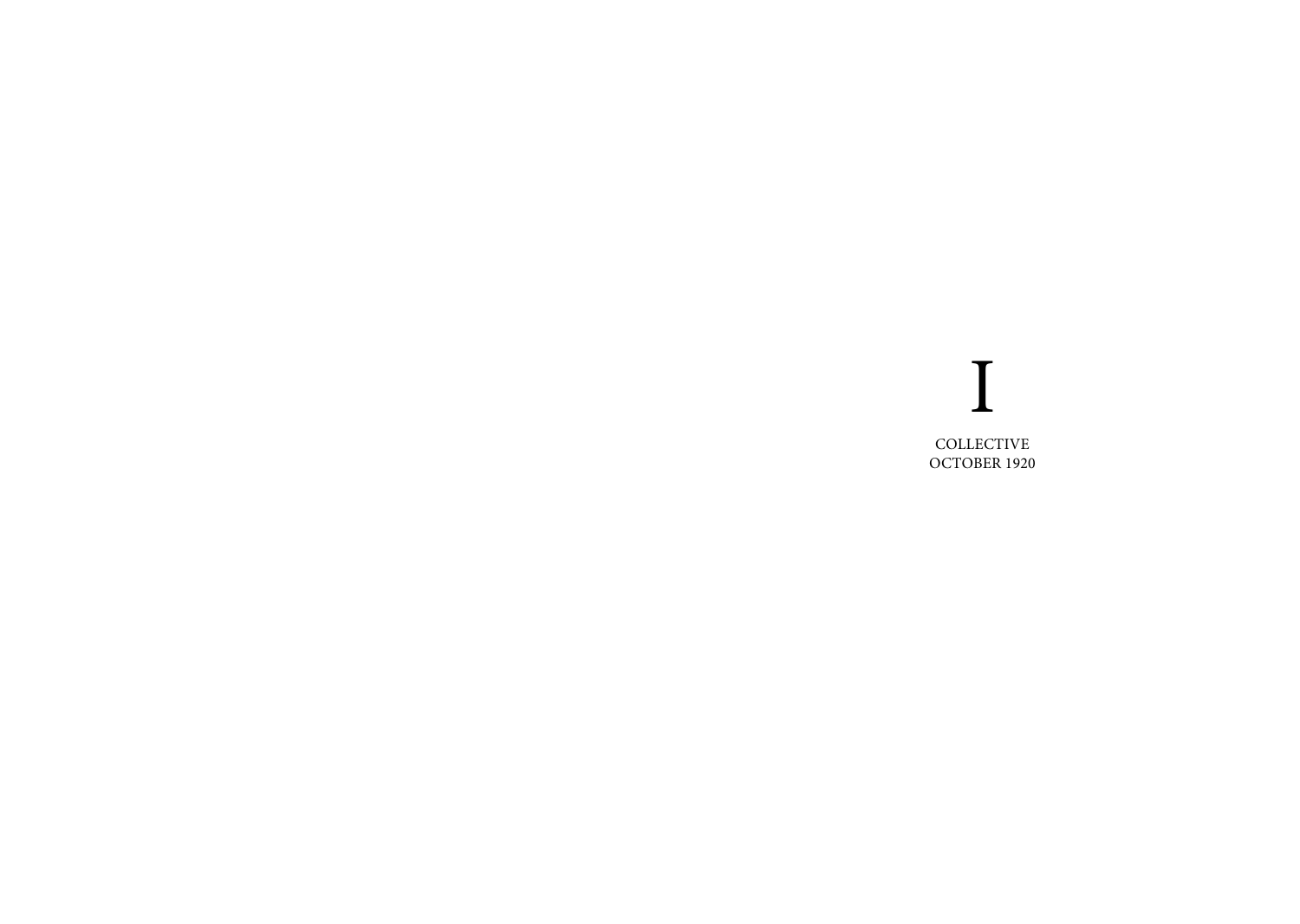# I

COLLECTIVE
OCTOBER 1920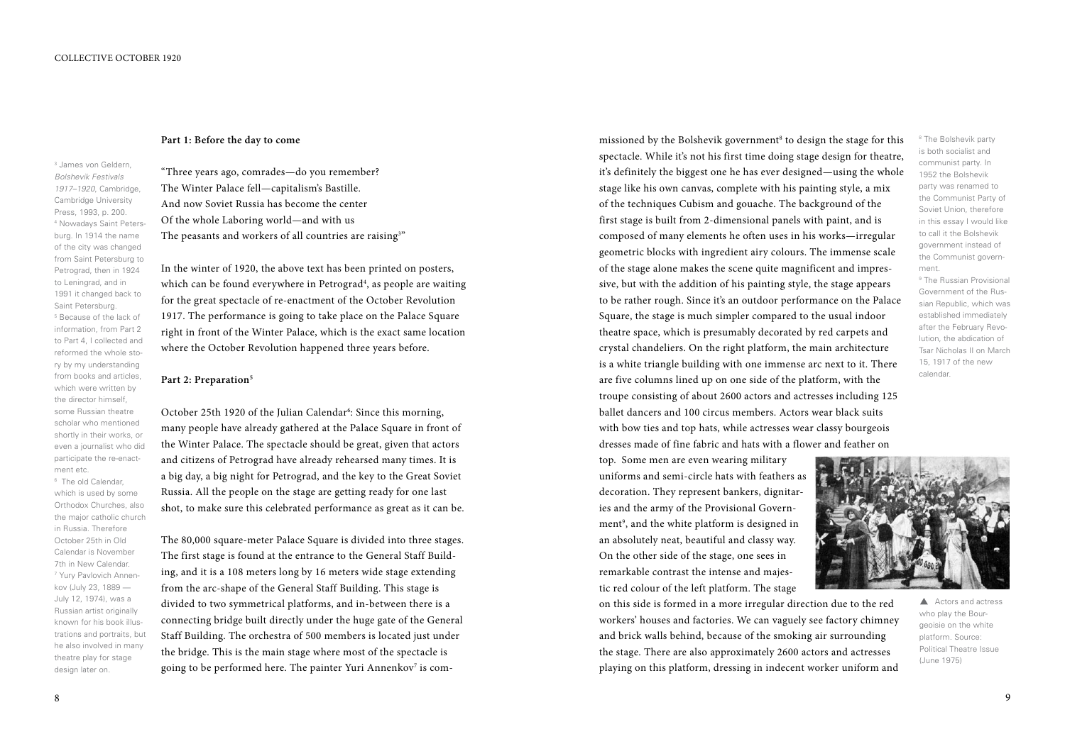## Part 1: Before the day to come

"Three years ago, comrades—do you remember?
The Winter Palace fell—capitalism's Bastille.
And now Soviet Russia has become the center
Of the whole Laboring world—and with us
The peasants and workers of all countries are raising[3]"

In the winter of 1920, the above text has been printed on posters, which can be found everywhere in Petrograd[4], as people are waiting for the great spectacle of re-enactment of the October Revolution 1917. The performance is going to take place on the Palace Square right in front of the Winter Palace, which is the exact same location where the October Revolution happened three years before.

## Part 2: Preparation[5]

October 25th 1920 of the Julian Calendar[6]: Since this morning, many people have already gathered at the Palace Square in front of the Winter Palace. The spectacle should be great, given that actors and citizens of Petrograd have already rehearsed many times. It is a big day, a big night for Petrograd, and the key to the Great Soviet Russia. All the people on the stage are getting ready for one last shot, to make sure this celebrated performance as great as it can be.

The 80,000 square-meter Palace Square is divided into three stages. The first stage is found at the entrance to the General Staff Building, and it is a 108 meters long by 16 meters wide stage extending from the arc-shape of the General Staff Building. This stage is divided to two symmetrical platforms, and in-between there is a connecting bridge built directly under the huge gate of the General Staff Building. The orchestra of 500 members is located just under the bridge. This is the main stage where most of the spectacle is going to be performed here. The painter Yuri Annenkov[7] is commissioned by the Bolshevik government[8] to design the stage for this spectacle. While it's not his first time doing stage design for theatre, it's definitely the biggest one he has ever designed—using the whole stage like his own canvas, complete with his painting style, a mix of the techniques Cubism and gouache. The background of the first stage is built from 2-dimensional panels with paint, and is composed of many elements he often uses in his works—irregular geometric blocks with ingredient airy colours. The immense scale of the stage alone makes the scene quite magnificent and impressive, but with the addition of his painting style, the stage appears to be rather rough. Since it's an outdoor performance on the Palace Square, the stage is much simpler compared to the usual indoor theatre space, which is presumably decorated by red carpets and crystal chandeliers. On the right platform, the main architecture is a white triangle building with one immense arc next to it. There are five columns lined up on one side of the platform, with the troupe consisting of about 2600 actors and actresses including 125 ballet dancers and 100 circus members. Actors wear black suits with bow ties and top hats, while actresses wear classy bourgeois dresses made of fine fabric and hats with a flower and feather on top. Some men are even wearing military uniforms and semi-circle hats with feathers as decoration. They represent bankers, dignitaries and the army of the Provisional Government[9], and the white platform is designed in an absolutely neat, beautiful and classy way. On the other side of the stage, one sees in remarkable contrast the intense and majestic red colour of the left platform. The stage on this side is formed in a more irregular direction due to the red workers' houses and factories. We can vaguely see factory chimney and brick walls behind, because of the smoking air surrounding the stage. There are also approximately 2600 actors and actresses playing on this platform, dressing in indecent worker uniform and

▲ Actors and actress who play the Bourgeoisie on the white platform. Source: Political Theatre Issue (June 1975)

---

[3] James von Geldern, *Bolshevik Festivals 1917–1920*, Cambridge, Cambridge University Press, 1993, p. 200.

[4] Nowadays Saint Petersburg. In 1914 the name of the city was changed from Saint Petersburg to Petrograd, then in 1924 to Leningrad, and in 1991 it changed back to Saint Petersburg.

[5] Because of the lack of information, from Part 2 to Part 4, I collected and reformed the whole story by my understanding from books and articles, which were written by the director himself, some Russian theatre scholar who mentioned shortly in their works, or even a journalist who did participate the re-enactment etc.

[6] The old Calendar, which is used by some Orthodox Churches, also the major catholic church in Russia. Therefore October 25th in Old Calendar is November 7th in New Calendar.

[7] Yury Pavlovich Annenkov (July 23, 1889 — July 12, 1974), was a Russian artist originally known for his book illustrations and portraits, but he also involved in many theatre play for stage design later on.

[8] The Bolshevik party is both socialist and communist party. In 1952 the Bolshevik party was renamed to the Communist Party of Soviet Union, therefore in this essay I would like to call it the Bolshevik government instead of the Communist government.

[9] The Russian Provisional Government of the Russian Republic, which was established immediately after the February Revolution, the abdication of Tsar Nicholas II on March 15, 1917 of the new calendar.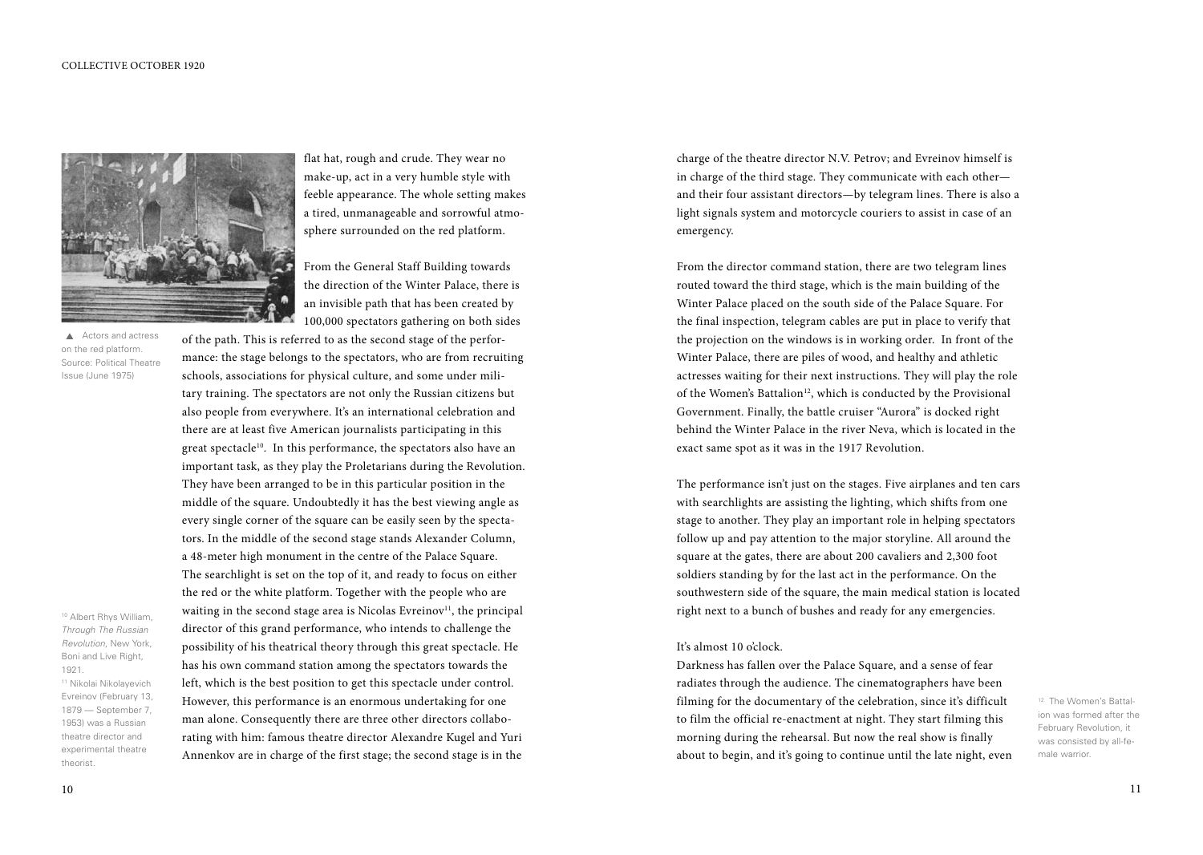▲ Actors and actress on the red platform. Source: Political Theatre Issue (June 1975)

flat hat, rough and crude. They wear no make-up, act in a very humble style with feeble appearance. The whole setting makes a tired, unmanageable and sorrowful atmosphere surrounded on the red platform.

From the General Staff Building towards the direction of the Winter Palace, there is an invisible path that has been created by 100,000 spectators gathering on both sides of the path. This is referred to as the second stage of the performance: the stage belongs to the spectators, who are from recruiting schools, associations for physical culture, and some under military training. The spectators are not only the Russian citizens but also people from everywhere. It's an international celebration and there are at least five American journalists participating in this great spectacle[10]. In this performance, the spectators also have an important task, as they play the Proletarians during the Revolution. They have been arranged to be in this particular position in the middle of the square. Undoubtedly it has the best viewing angle as every single corner of the square can be easily seen by the spectators. In the middle of the second stage stands Alexander Column, a 48-meter high monument in the centre of the Palace Square. The searchlight is set on the top of it, and ready to focus on either the red or the white platform. Together with the people who are waiting in the second stage area is Nicolas Evreinov[11], the principal director of this grand performance, who intends to challenge the possibility of his theatrical theory through this great spectacle. He has his own command station among the spectators towards the left, which is the best position to get this spectacle under control. However, this performance is an enormous undertaking for one man alone. Consequently there are three other directors collaborating with him: famous theatre director Alexandre Kugel and Yuri Annenkov are in charge of the first stage; the second stage is in the charge of the theatre director N.V. Petrov; and Evreinov himself is in charge of the third stage. They communicate with each other—and their four assistant directors—by telegram lines. There is also a light signals system and motorcycle couriers to assist in case of an emergency.

From the director command station, there are two telegram lines routed toward the third stage, which is the main building of the Winter Palace placed on the south side of the Palace Square. For the final inspection, telegram cables are put in place to verify that the projection on the windows is in working order. In front of the Winter Palace, there are piles of wood, and healthy and athletic actresses waiting for their next instructions. They will play the role of the Women's Battalion[12], which is conducted by the Provisional Government. Finally, the battle cruiser "Aurora" is docked right behind the Winter Palace in the river Neva, which is located in the exact same spot as it was in the 1917 Revolution.

The performance isn't just on the stages. Five airplanes and ten cars with searchlights are assisting the lighting, which shifts from one stage to another. They play an important role in helping spectators follow up and pay attention to the major storyline. All around the square at the gates, there are about 200 cavaliers and 2,300 foot soldiers standing by for the last act in the performance. On the southwestern side of the square, the main medical station is located right next to a bunch of bushes and ready for any emergencies.

It's almost 10 o'clock.

Darkness has fallen over the Palace Square, and a sense of fear radiates through the audience. The cinematographers have been filming for the documentary of the celebration, since it's difficult to film the official re-enactment at night. They start filming this morning during the rehearsal. But now the real show is finally about to begin, and it's going to continue until the late night, even

[10] Albert Rhys William, *Through The Russian Revolution*, New York, Boni and Live Right, 1921.

[11] Nikolai Nikolayevich Evreinov (February 13, 1879 — September 7, 1953) was a Russian theatre director and experimental theatre theorist.

[12] The Women's Battalion was formed after the February Revolution, it was consisted by all-female warrior.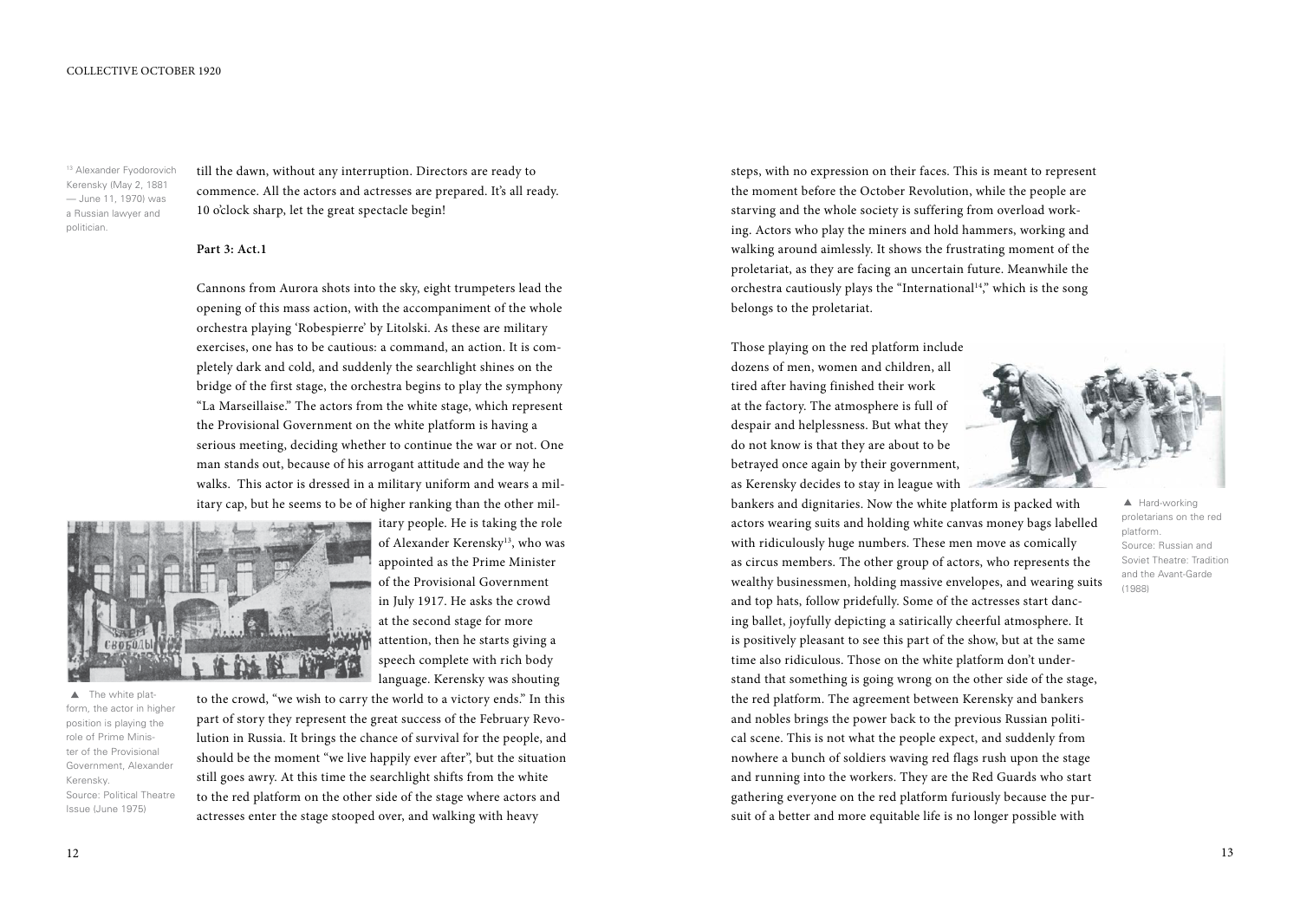till the dawn, without any interruption. Directors are ready to commence. All the actors and actresses are prepared. It's all ready. 10 o'clock sharp, let the great spectacle begin!

[13] Alexander Fyodorovich Kerensky (May 2, 1881 — June 11, 1970) was a Russian lawyer and politician.

**Part 3: Act.1**

Cannons from Aurora shots into the sky, eight trumpeters lead the opening of this mass action, with the accompaniment of the whole orchestra playing 'Robespierre' by Litolski. As these are military exercises, one has to be cautious: a command, an action. It is completely dark and cold, and suddenly the searchlight shines on the bridge of the first stage, the orchestra begins to play the symphony "La Marseillaise." The actors from the white stage, which represent the Provisional Government on the white platform is having a serious meeting, deciding whether to continue the war or not. One man stands out, because of his arrogant attitude and the way he walks. This actor is dressed in a military uniform and wears a military cap, but he seems to be of higher ranking than the other military people. He is taking the role of Alexander Kerensky[13], who was appointed as the Prime Minister of the Provisional Government in July 1917. He asks the crowd at the second stage for more attention, then he starts giving a speech complete with rich body language. Kerensky was shouting to the crowd, "we wish to carry the world to a victory ends." In this part of story they represent the great success of the February Revolution in Russia. It brings the chance of survival for the people, and should be the moment "we live happily ever after", but the situation still goes awry. At this time the searchlight shifts from the white to the red platform on the other side of the stage where actors and actresses enter the stage stooped over, and walking with heavy steps, with no expression on their faces. This is meant to represent the moment before the October Revolution, while the people are starving and the whole society is suffering from overload working. Actors who play the miners and hold hammers, working and walking around aimlessly. It shows the frustrating moment of the proletariat, as they are facing an uncertain future. Meanwhile the orchestra cautiously plays the "International[14]," which is the song belongs to the proletariat.

▲ The white platform, the actor in higher position is playing the role of Prime Minister of the Provisional Government, Alexander Kerensky. Source: Political Theatre Issue (June 1975)

Those playing on the red platform include dozens of men, women and children, all tired after having finished their work at the factory. The atmosphere is full of despair and helplessness. But what they do not know is that they are about to be betrayed once again by their government, as Kerensky decides to stay in league with bankers and dignitaries. Now the white platform is packed with actors wearing suits and holding white canvas money bags labelled with ridiculously huge numbers. These men move as comically as circus members. The other group of actors, who represents the wealthy businessmen, holding massive envelopes, and wearing suits and top hats, follow pridefully. Some of the actresses start dancing ballet, joyfully depicting a satirically cheerful atmosphere. It is positively pleasant to see this part of the show, but at the same time also ridiculous. Those on the white platform don't understand that something is going wrong on the other side of the stage, the red platform. The agreement between Kerensky and bankers and nobles brings the power back to the previous Russian political scene. This is not what the people expect, and suddenly from nowhere a bunch of soldiers waving red flags rush upon the stage and running into the workers. They are the Red Guards who start gathering everyone on the red platform furiously because the pursuit of a better and more equitable life is no longer possible with

▲ Hard-working proletarians on the red platform. Source: Russian and Soviet Theatre: Tradition and the Avant-Garde (1988)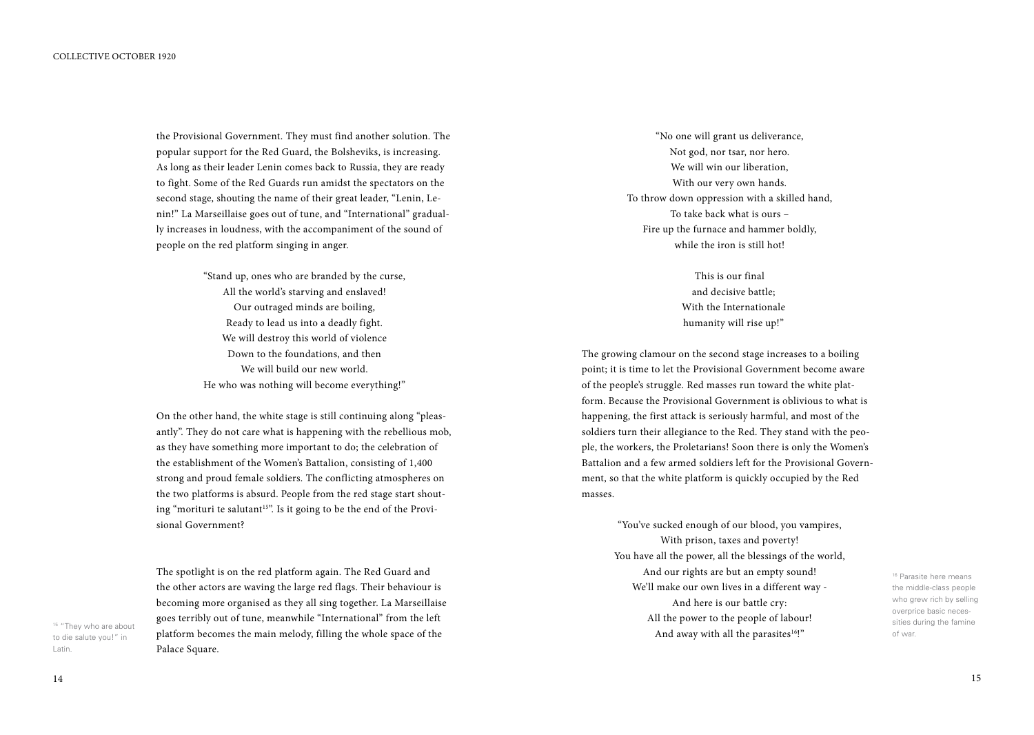the Provisional Government. They must find another solution. The popular support for the Red Guard, the Bolsheviks, is increasing. As long as their leader Lenin comes back to Russia, they are ready to fight. Some of the Red Guards run amidst the spectators on the second stage, shouting the name of their great leader, "Lenin, Lenin!" La Marseillaise goes out of tune, and "International" gradually increases in loudness, with the accompaniment of the sound of people on the red platform singing in anger.

> "Stand up, ones who are branded by the curse,
> All the world's starving and enslaved!
> Our outraged minds are boiling,
> Ready to lead us into a deadly fight.
> We will destroy this world of violence
> Down to the foundations, and then
> We will build our new world.
> He who was nothing will become everything!"

On the other hand, the white stage is still continuing along "pleasantly". They do not care what is happening with the rebellious mob, as they have something more important to do; the celebration of the establishment of the Women's Battalion, consisting of 1,400 strong and proud female soldiers. The conflicting atmospheres on the two platforms is absurd. People from the red stage start shouting "morituri te salutant[15]". Is it going to be the end of the Provisional Government?

The spotlight is on the red platform again. The Red Guard and the other actors are waving the large red flags. Their behaviour is becoming more organised as they all sing together. La Marseillaise goes terribly out of tune, meanwhile "International" from the left platform becomes the main melody, filling the whole space of the Palace Square.

> "No one will grant us deliverance,
> Not god, nor tsar, nor hero.
> We will win our liberation,
> With our very own hands.
> To throw down oppression with a skilled hand,
> To take back what is ours –
> Fire up the furnace and hammer boldly,
> while the iron is still hot!
>
> This is our final
> and decisive battle;
> With the Internationale
> humanity will rise up!"

The growing clamour on the second stage increases to a boiling point; it is time to let the Provisional Government become aware of the people's struggle. Red masses run toward the white platform. Because the Provisional Government is oblivious to what is happening, the first attack is seriously harmful, and most of the soldiers turn their allegiance to the Red. They stand with the people, the workers, the Proletarians! Soon there is only the Women's Battalion and a few armed soldiers left for the Provisional Government, so that the white platform is quickly occupied by the Red masses.

> "You've sucked enough of our blood, you vampires,
> With prison, taxes and poverty!
> You have all the power, all the blessings of the world,
> And our rights are but an empty sound!
> We'll make our own lives in a different way -
> And here is our battle cry:
> All the power to the people of labour!
> And away with all the parasites[16]!"

[15] "They who are about to die salute you!" in Latin.

[16] Parasite here means the middle-class people who grew rich by selling overprice basic necessities during the famine of war.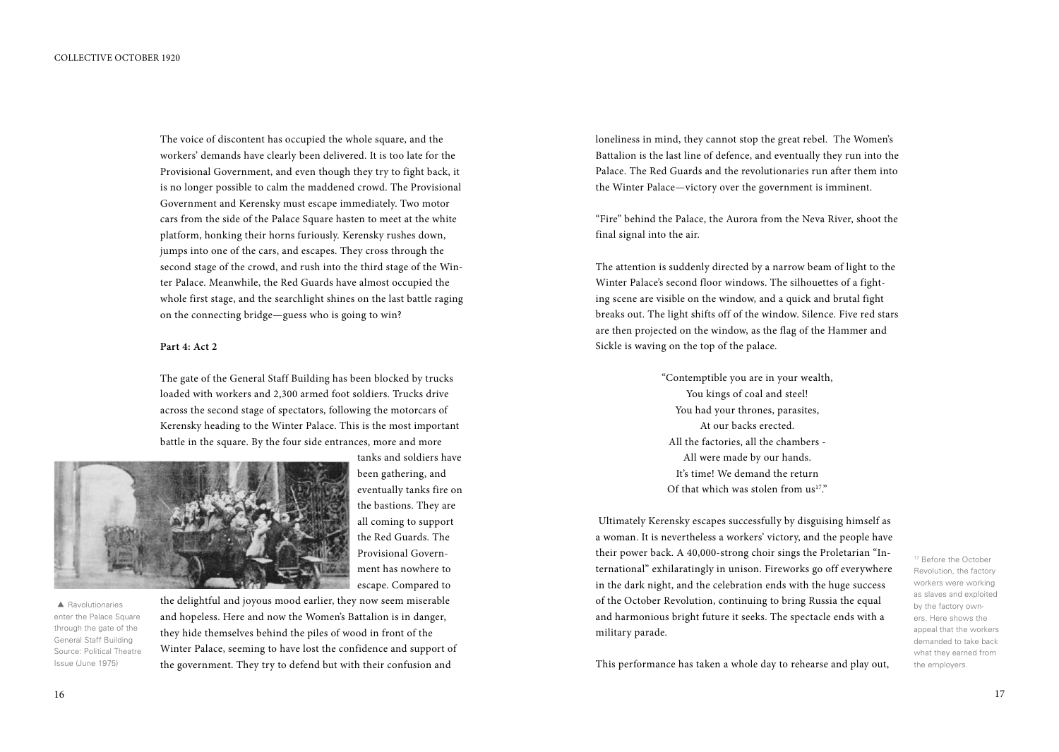The voice of discontent has occupied the whole square, and the workers' demands have clearly been delivered. It is too late for the Provisional Government, and even though they try to fight back, it is no longer possible to calm the maddened crowd. The Provisional Government and Kerensky must escape immediately. Two motor cars from the side of the Palace Square hasten to meet at the white platform, honking their horns furiously. Kerensky rushes down, jumps into one of the cars, and escapes. They cross through the second stage of the crowd, and rush into the third stage of the Winter Palace. Meanwhile, the Red Guards have almost occupied the whole first stage, and the searchlight shines on the last battle raging on the connecting bridge—guess who is going to win?

**Part 4: Act 2**

The gate of the General Staff Building has been blocked by trucks loaded with workers and 2,300 armed foot soldiers. Trucks drive across the second stage of spectators, following the motorcars of Kerensky heading to the Winter Palace. This is the most important battle in the square. By the four side entrances, more and more tanks and soldiers have been gathering, and eventually tanks fire on the bastions. They are all coming to support the Red Guards. The Provisional Government has nowhere to escape. Compared to the delightful and joyous mood earlier, they now seem miserable and hopeless. Here and now the Women's Battalion is in danger, they hide themselves behind the piles of wood in front of the Winter Palace, seeming to have lost the confidence and support of the government. They try to defend but with their confusion and loneliness in mind, they cannot stop the great rebel. The Women's Battalion is the last line of defence, and eventually they run into the Palace. The Red Guards and the revolutionaries run after them into the Winter Palace—victory over the government is imminent.

▲ Ravolutionaries enter the Palace Square through the gate of the General Staff Building Source: Political Theatre Issue (June 1975)

"Fire" behind the Palace, the Aurora from the Neva River, shoot the final signal into the air.

The attention is suddenly directed by a narrow beam of light to the Winter Palace's second floor windows. The silhouettes of a fighting scene are visible on the window, and a quick and brutal fight breaks out. The light shifts off of the window. Silence. Five red stars are then projected on the window, as the flag of the Hammer and Sickle is waving on the top of the palace.

"Contemptible you are in your wealth,  
You kings of coal and steel!  
You had your thrones, parasites,  
At our backs erected.  
All the factories, all the chambers -  
All were made by our hands.  
It's time! We demand the return  
Of that which was stolen from us[17]."

Ultimately Kerensky escapes successfully by disguising himself as a woman. It is nevertheless a workers' victory, and the people have their power back. A 40,000-strong choir sings the Proletarian "International" exhilaratingly in unison. Fireworks go off everywhere in the dark night, and the celebration ends with the huge success of the October Revolution, continuing to bring Russia the equal and harmonious bright future it seeks. The spectacle ends with a military parade.

This performance has taken a whole day to rehearse and play out,

[17] Before the October Revolution, the factory workers were working as slaves and exploited by the factory owners. Here shows the appeal that the workers demanded to take back what they earned from the employers.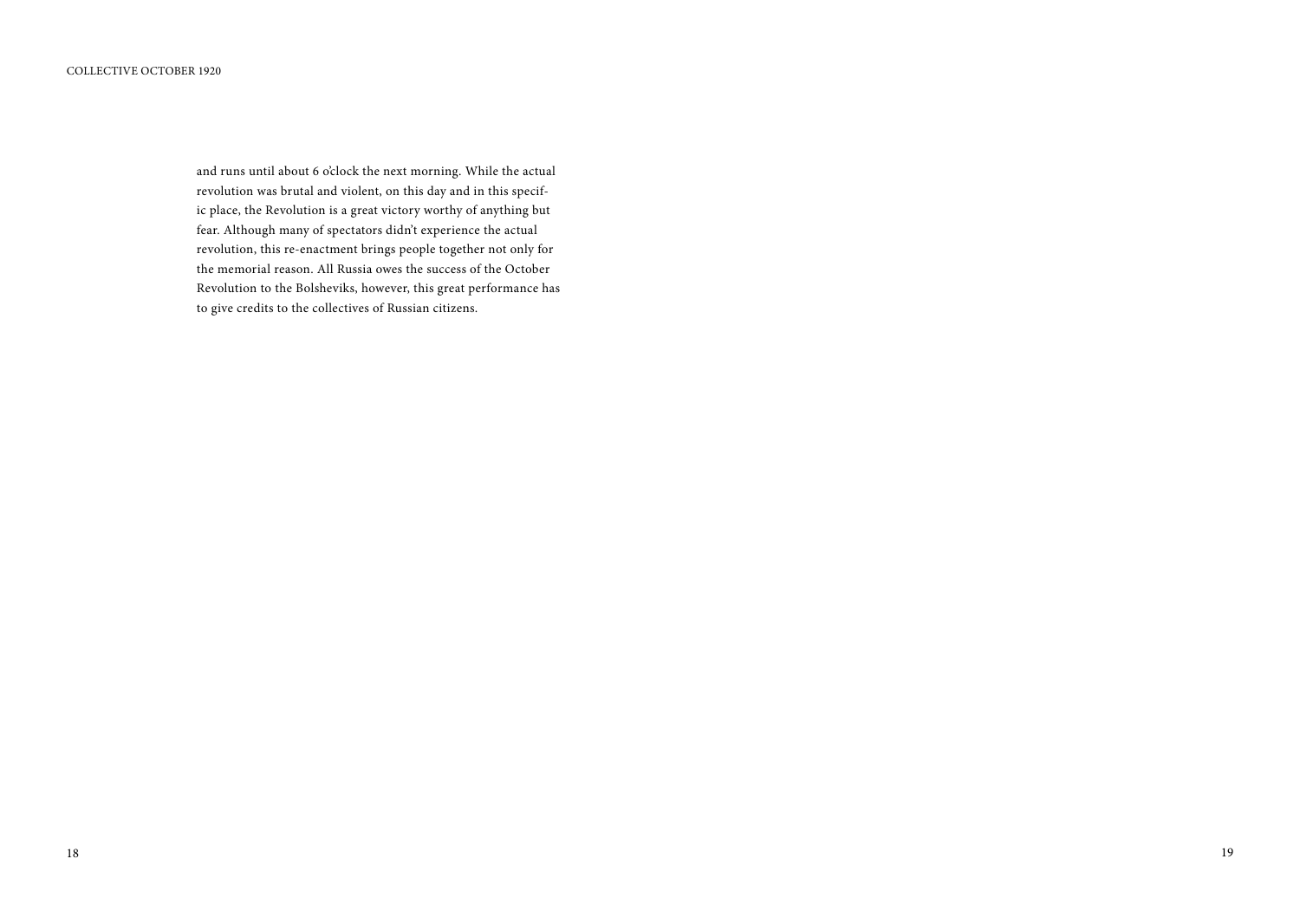and runs until about 6 o'clock the next morning. While the actual revolution was brutal and violent, on this day and in this specific place, the Revolution is a great victory worthy of anything but fear. Although many of spectators didn't experience the actual revolution, this re-enactment brings people together not only for the memorial reason. All Russia owes the success of the October Revolution to the Bolsheviks, however, this great performance has to give credits to the collectives of Russian citizens.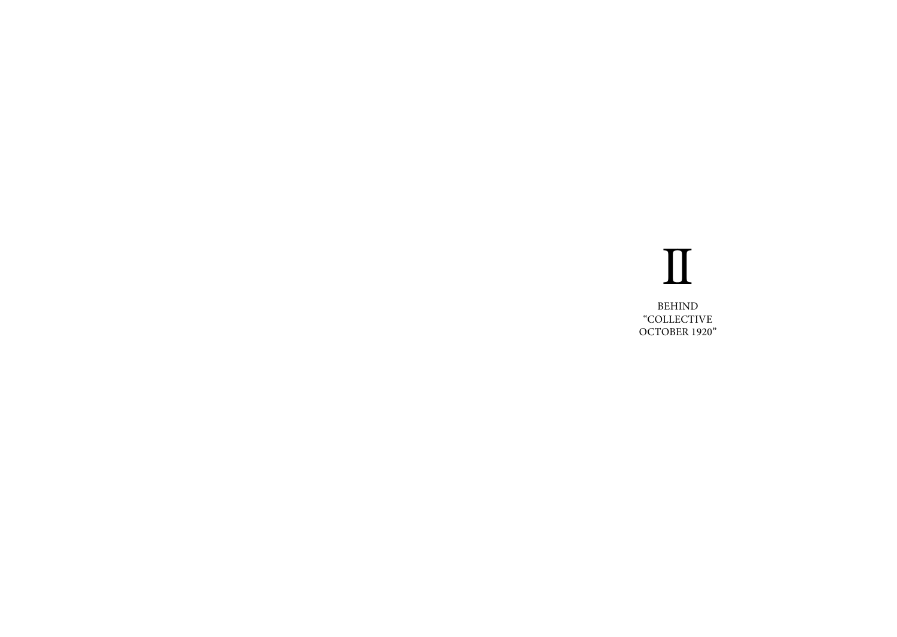# II

BEHIND
“COLLECTIVE
OCTOBER 1920”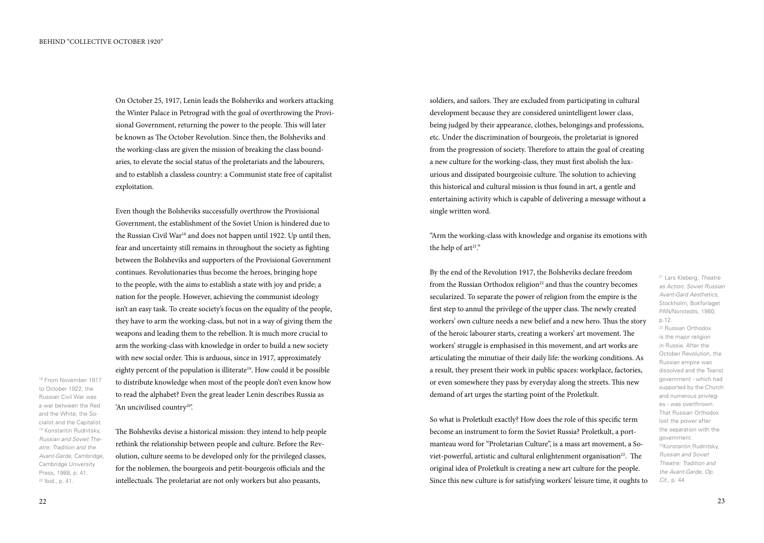On October 25, 1917, Lenin leads the Bolsheviks and workers attacking the Winter Palace in Petrograd with the goal of overthrowing the Provisional Government, returning the power to the people. This will later be known as The October Revolution. Since then, the Bolsheviks and the working-class are given the mission of breaking the class boundaries, to elevate the social status of the proletariats and the labourers, and to establish a classless country: a Communist state free of capitalist exploitation.

Even though the Bolsheviks successfully overthrow the Provisional Government, the establishment of the Soviet Union is hindered due to the Russian Civil War[18] and does not happen until 1922. Up until then, fear and uncertainty still remains in throughout the society as fighting between the Bolsheviks and supporters of the Provisional Government continues. Revolutionaries thus become the heroes, bringing hope to the people, with the aims to establish a state with joy and pride; a nation for the people. However, achieving the communist ideology isn't an easy task. To create society's focus on the equality of the people, they have to arm the working-class, but not in a way of giving them the weapons and leading them to the rebellion. It is much more crucial to arm the working-class with knowledge in order to build a new society with new social order. This is arduous, since in 1917, approximately eighty percent of the population is illiterate[19]. How could it be possible to distribute knowledge when most of the people don't even know how to read the alphabet? Even the great leader Lenin describes Russia as 'An uncivilised country[20]'.

The Bolsheviks devise a historical mission: they intend to help people rethink the relationship between people and culture. Before the Revolution, culture seems to be developed only for the privileged classes, for the noblemen, the bourgeois and petit-bourgeois officials and the intellectuals. The proletariat are not only workers but also peasants, soldiers, and sailors. They are excluded from participating in cultural development because they are considered unintelligent lower class, being judged by their appearance, clothes, belongings and professions, etc. Under the discrimination of bourgeois, the proletariat is ignored from the progression of society. Therefore to attain the goal of creating a new culture for the working-class, they must first abolish the luxurious and dissipated bourgeoisie culture. The solution to achieving this historical and cultural mission is thus found in art, a gentle and entertaining activity which is capable of delivering a message without a single written word.

"Arm the working-class with knowledge and organise its emotions with the help of art[21]."

By the end of the Revolution 1917, the Bolsheviks declare freedom from the Russian Orthodox religion[22] and thus the country becomes secularized. To separate the power of religion from the empire is the first step to annul the privilege of the upper class. The newly created workers' own culture needs a new belief and a new hero. Thus the story of the heroic labourer starts, creating a workers' art movement. The workers' struggle is emphasised in this movement, and art works are articulating the minutiae of their daily life: the working conditions. As a result, they present their work in public spaces: workplace, factories, or even somewhere they pass by everyday along the streets. This new demand of art urges the starting point of the Proletkult.

So what is Proletkult exactly? How does the role of this specific term become an instrument to form the Soviet Russia? Proletkult, a portmanteau word for "Proletarian Culture", is a mass art movement, a Soviet-powerful, artistic and cultural enlightenment organisation[23]. The original idea of Proletkult is creating a new art culture for the people. Since this new culture is for satisfying workers' leisure time, it oughts to

---

[18] From November 1917 to October 1922, the Russian Civil War was a war between the Red and the White, the Socialist and the Capitalist.

[19] Konstantin Rudnitsky, *Russian and Soviet Theatre: Tradition and the Avant-Garde*, Cambridge, Cambridge University Press, 1988, p. 41.

[20] Ibid., p. 41.

[21] Lars Kleberg, *Theatre as Action: Soviet Russian Avant-Gard Aesthetics*, Stockholm, Bokforlaget PAN/Norstedts, 1980, p.12.

[22] Russian Orthodox is the major religion in Russia. After the October Revolution, the Russian empire was dissolved and the Tsarist government - which had supported by the Church and numerous privileges - was overthrown. That Russian Orthodox lost the power after the separation with the government.

[23] Konstantin Rudnitsky, *Russian and Soviet Theatre: Tradition and the Avant-Garde, Op. Cit.*, p. 44.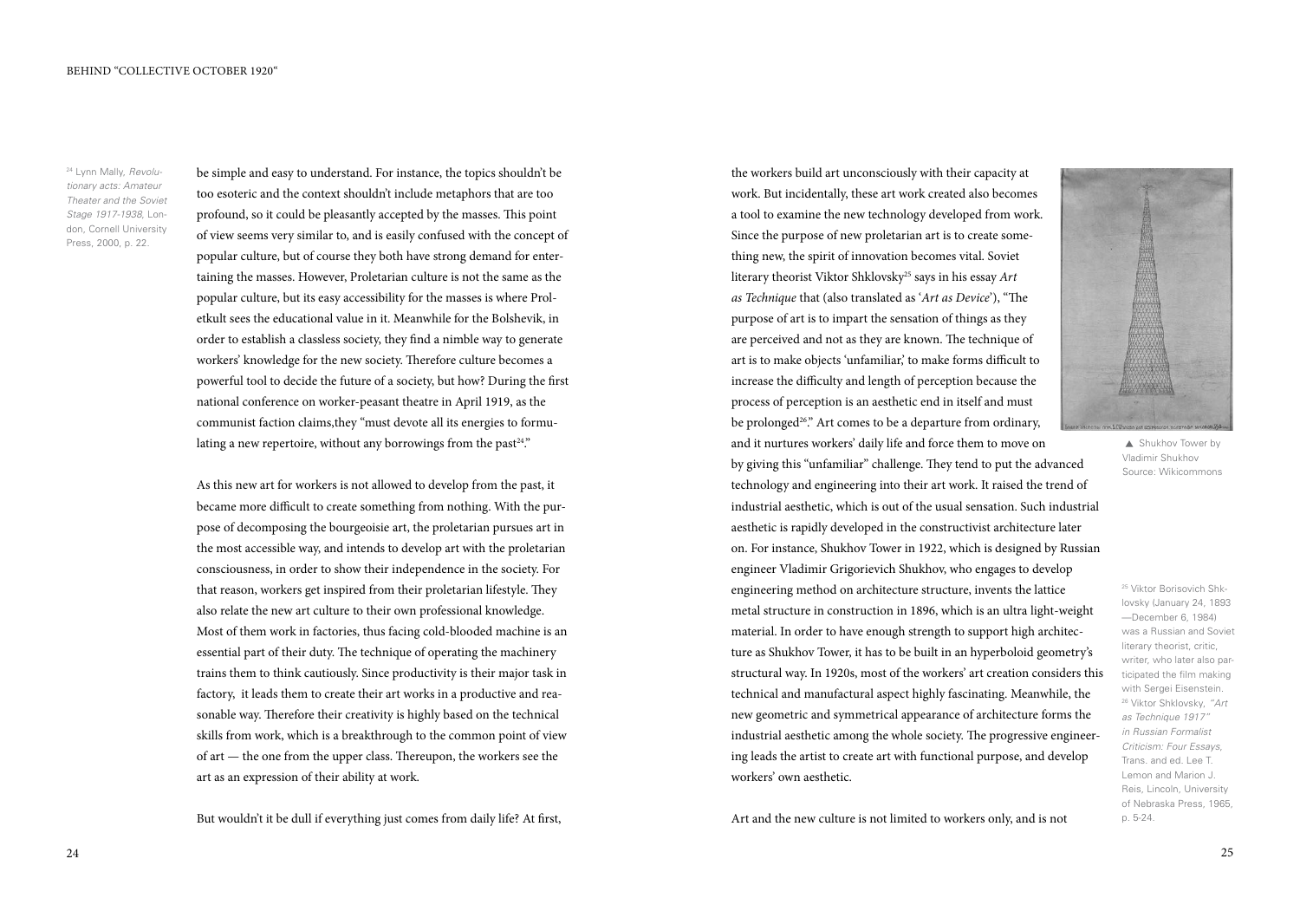be simple and easy to understand. For instance, the topics shouldn't be too esoteric and the context shouldn't include metaphors that are too profound, so it could be pleasantly accepted by the masses. This point of view seems very similar to, and is easily confused with the concept of popular culture, but of course they both have strong demand for entertaining the masses. However, Proletarian culture is not the same as the popular culture, but its easy accessibility for the masses is where Proletkult sees the educational value in it. Meanwhile for the Bolshevik, in order to establish a classless society, they find a nimble way to generate workers' knowledge for the new society. Therefore culture becomes a powerful tool to decide the future of a society, but how? During the first national conference on worker-peasant theatre in April 1919, as the communist faction claims,they "must devote all its energies to formulating a new repertoire, without any borrowings from the past[24]."

As this new art for workers is not allowed to develop from the past, it became more difficult to create something from nothing. With the purpose of decomposing the bourgeoisie art, the proletarian pursues art in the most accessible way, and intends to develop art with the proletarian consciousness, in order to show their independence in the society. For that reason, workers get inspired from their proletarian lifestyle. They also relate the new art culture to their own professional knowledge. Most of them work in factories, thus facing cold-blooded machine is an essential part of their duty. The technique of operating the machinery trains them to think cautiously. Since productivity is their major task in factory, it leads them to create their art works in a productive and reasonable way. Therefore their creativity is highly based on the technical skills from work, which is a breakthrough to the common point of view of art — the one from the upper class. Thereupon, the workers see the art as an expression of their ability at work.

But wouldn't it be dull if everything just comes from daily life? At first, the workers build art unconsciously with their capacity at work. But incidentally, these art work created also becomes a tool to examine the new technology developed from work. Since the purpose of new proletarian art is to create something new, the spirit of innovation becomes vital. Soviet literary theorist Viktor Shklovsky[25] says in his essay *Art as Technique* that (also translated as '*Art as Device*'), "The purpose of art is to impart the sensation of things as they are perceived and not as they are known. The technique of art is to make objects 'unfamiliar,' to make forms difficult to increase the difficulty and length of perception because the process of perception is an aesthetic end in itself and must be prolonged[26]." Art comes to be a departure from ordinary, and it nurtures workers' daily life and force them to move on by giving this "unfamiliar" challenge. They tend to put the advanced technology and engineering into their art work. It raised the trend of industrial aesthetic, which is out of the usual sensation. Such industrial aesthetic is rapidly developed in the constructivist architecture later on. For instance, Shukhov Tower in 1922, which is designed by Russian engineer Vladimir Grigorievich Shukhov, who engages to develop engineering method on architecture structure, invents the lattice metal structure in construction in 1896, which is an ultra light-weight material. In order to have enough strength to support high architecture as Shukhov Tower, it has to be built in an hyperboloid geometry's structural way. In 1920s, most of the workers' art creation considers this technical and manufactural aspect highly fascinating. Meanwhile, the new geometric and symmetrical appearance of architecture forms the industrial aesthetic among the whole society. The progressive engineering leads the artist to create art with functional purpose, and develop workers' own aesthetic.

▲ Shukhov Tower by Vladimir Shukhov
Source: Wikicommons

Art and the new culture is not limited to workers only, and is not

[24] Lynn Mally, *Revolutionary acts: Amateur Theater and the Soviet Stage 1917-1938*, London, Cornell University Press, 2000, p. 22.

[25] Viktor Borisovich Shklovsky (January 24, 1893 —December 6, 1984) was a Russian and Soviet literary theorist, critic, writer, who later also participated the film making with Sergei Eisenstein.

[26] Viktor Shklovsky, *"Art as Technique 1917" in Russian Formalist Criticism: Four Essays*, Trans. and ed. Lee T. Lemon and Marion J. Reis, Lincoln, University of Nebraska Press, 1965, p. 5-24.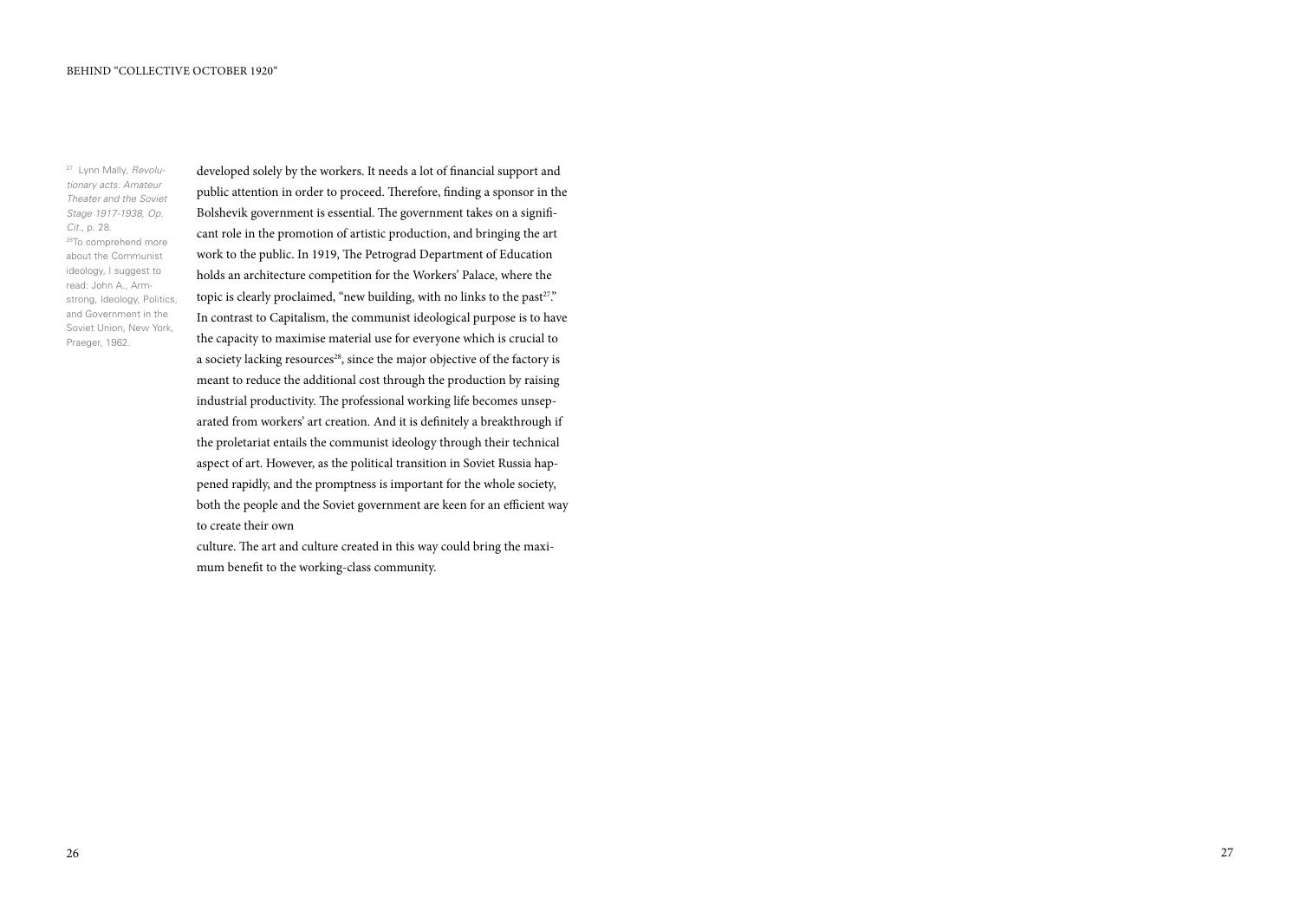developed solely by the workers. It needs a lot of financial support and public attention in order to proceed. Therefore, finding a sponsor in the Bolshevik government is essential. The government takes on a significant role in the promotion of artistic production, and bringing the art work to the public. In 1919, The Petrograd Department of Education holds an architecture competition for the Workers' Palace, where the topic is clearly proclaimed, "new building, with no links to the past[27]." In contrast to Capitalism, the communist ideological purpose is to have the capacity to maximise material use for everyone which is crucial to a society lacking resources[28], since the major objective of the factory is meant to reduce the additional cost through the production by raising industrial productivity. The professional working life becomes unseparated from workers' art creation. And it is definitely a breakthrough if the proletariat entails the communist ideology through their technical aspect of art. However, as the political transition in Soviet Russia happened rapidly, and the promptness is important for the whole society, both the people and the Soviet government are keen for an efficient way to create their own

culture. The art and culture created in this way could bring the maximum benefit to the working-class community.

[27] Lynn Mally, *Revolutionary acts: Amateur Theater and the Soviet Stage 1917-1938, Op. Cit.*, p. 28.

[28] To comprehend more about the Communist ideology, I suggest to read: John A., Armstrong, Ideology, Politics, and Government in the Soviet Union, New York, Praeger, 1962.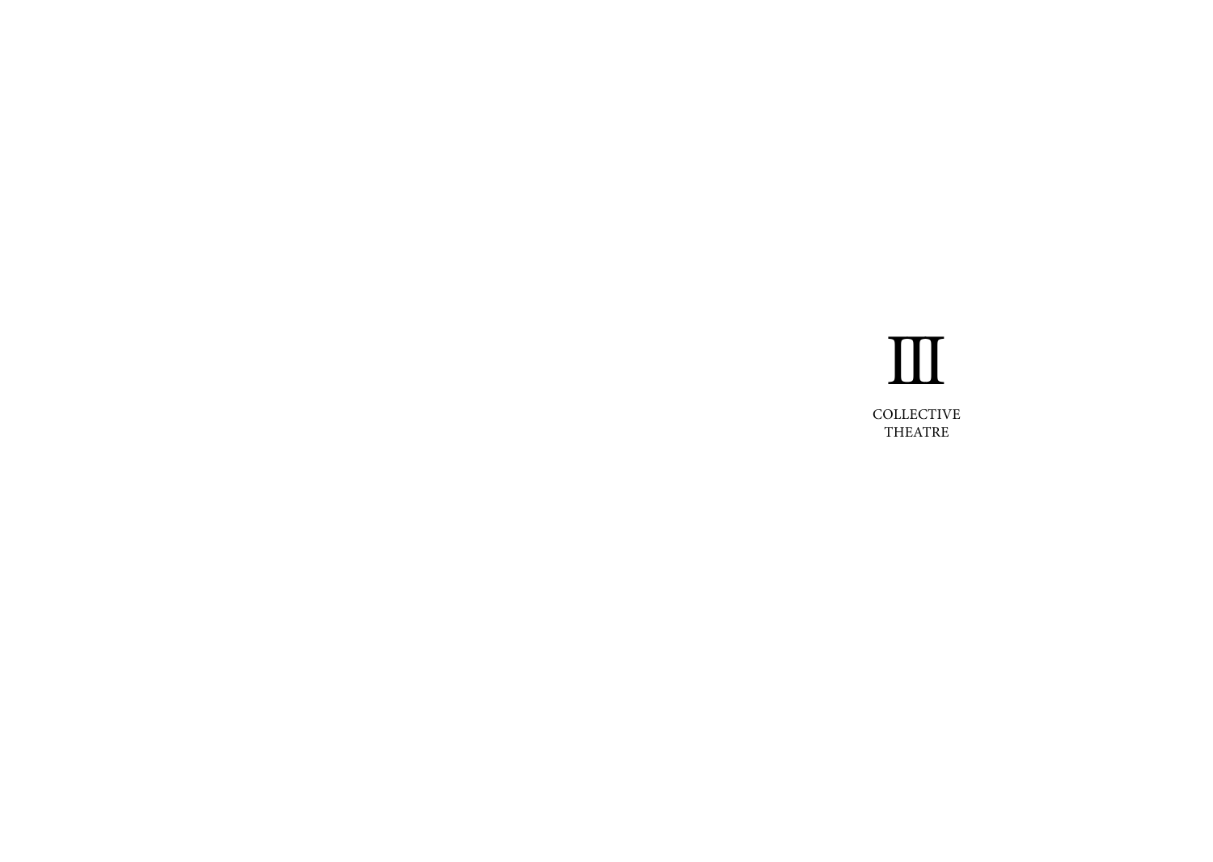# III

## COLLECTIVE THEATRE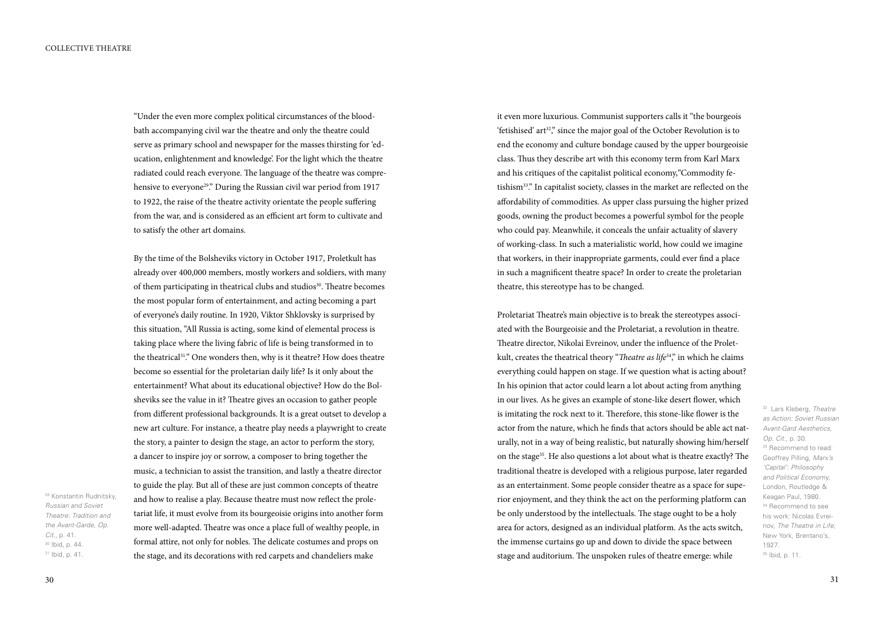"Under the even more complex political circumstances of the bloodbath accompanying civil war the theatre and only the theatre could serve as primary school and newspaper for the masses thirsting for 'education, enlightenment and knowledge'. For the light which the theatre radiated could reach everyone. The language of the theatre was comprehensive to everyone[29]." During the Russian civil war period from 1917 to 1922, the raise of the theatre activity orientate the people suffering from the war, and is considered as an efficient art form to cultivate and to satisfy the other art domains.

By the time of the Bolsheviks victory in October 1917, Proletkult has already over 400,000 members, mostly workers and soldiers, with many of them participating in theatrical clubs and studios[30]. Theatre becomes the most popular form of entertainment, and acting becoming a part of everyone's daily routine. In 1920, Viktor Shklovsky is surprised by this situation, "All Russia is acting, some kind of elemental process is taking place where the living fabric of life is being transformed in to the theatrical[31]." One wonders then, why is it theatre? How does theatre become so essential for the proletarian daily life? Is it only about the entertainment? What about its educational objective? How do the Bolsheviks see the value in it? Theatre gives an occasion to gather people from different professional backgrounds. It is a great outset to develop a new art culture. For instance, a theatre play needs a playwright to create the story, a painter to design the stage, an actor to perform the story, a dancer to inspire joy or sorrow, a composer to bring together the music, a technician to assist the transition, and lastly a theatre director to guide the play. But all of these are just common concepts of theatre and how to realise a play. Because theatre must now reflect the proletariat life, it must evolve from its bourgeoisie origins into another form more well-adapted. Theatre was once a place full of wealthy people, in formal attire, not only for nobles. The delicate costumes and props on the stage, and its decorations with red carpets and chandeliers make it even more luxurious. Communist supporters calls it "the bourgeois 'fetishised' art[32]," since the major goal of the October Revolution is to end the economy and culture bondage caused by the upper bourgeoisie class. Thus they describe art with this economy term from Karl Marx and his critiques of the capitalist political economy,"Commodity fetishism[33]." In capitalist society, classes in the market are reflected on the affordability of commodities. As upper class pursuing the higher prized goods, owning the product becomes a powerful symbol for the people who could pay. Meanwhile, it conceals the unfair actuality of slavery of working-class. In such a materialistic world, how could we imagine that workers, in their inappropriate garments, could ever find a place in such a magnificent theatre space? In order to create the proletarian theatre, this stereotype has to be changed.

Proletariat Theatre's main objective is to break the stereotypes associated with the Bourgeoisie and the Proletariat, a revolution in theatre. Theatre director, Nikolai Evreinov, under the influence of the Proletkult, creates the theatrical theory "*Theatre as life*[34]," in which he claims everything could happen on stage. If we question what is acting about? In his opinion that actor could learn a lot about acting from anything in our lives. As he gives an example of stone-like desert flower, which is imitating the rock next to it. Therefore, this stone-like flower is the actor from the nature, which he finds that actors should be able act naturally, not in a way of being realistic, but naturally showing him/herself on the stage[35]. He also questions a lot about what is theatre exactly? The traditional theatre is developed with a religious purpose, later regarded as an entertainment. Some people consider theatre as a space for superior enjoyment, and they think the act on the performing platform can be only understood by the intellectuals. The stage ought to be a holy area for actors, designed as an individual platform. As the acts switch, the immense curtains go up and down to divide the space between stage and auditorium. The unspoken rules of theatre emerge: while

[29] Konstantin Rudnitsky, *Russian and Soviet Theatre: Tradition and the Avant-Garde*, *Op. Cit.*, p. 41.
[30] Ibid, p. 44.
[31] Ibid, p. 41.

[32] Lars Kleberg, *Theatre as Action: Soviet Russian Avant-Gard Aesthetics*, *Op. Cit.*, p. 30.
[33] Recommend to read: Geoffrey Pilling, *Marx's 'Capital': Philosophy and Political Economy*, London, Routledge & Keagan Paul, 1980.
[34] Recommend to see his work: Nicolas Evreinov, *The Theatre in Life*, New York, Brentano's, 1927.
[35] Ibid, p. 11.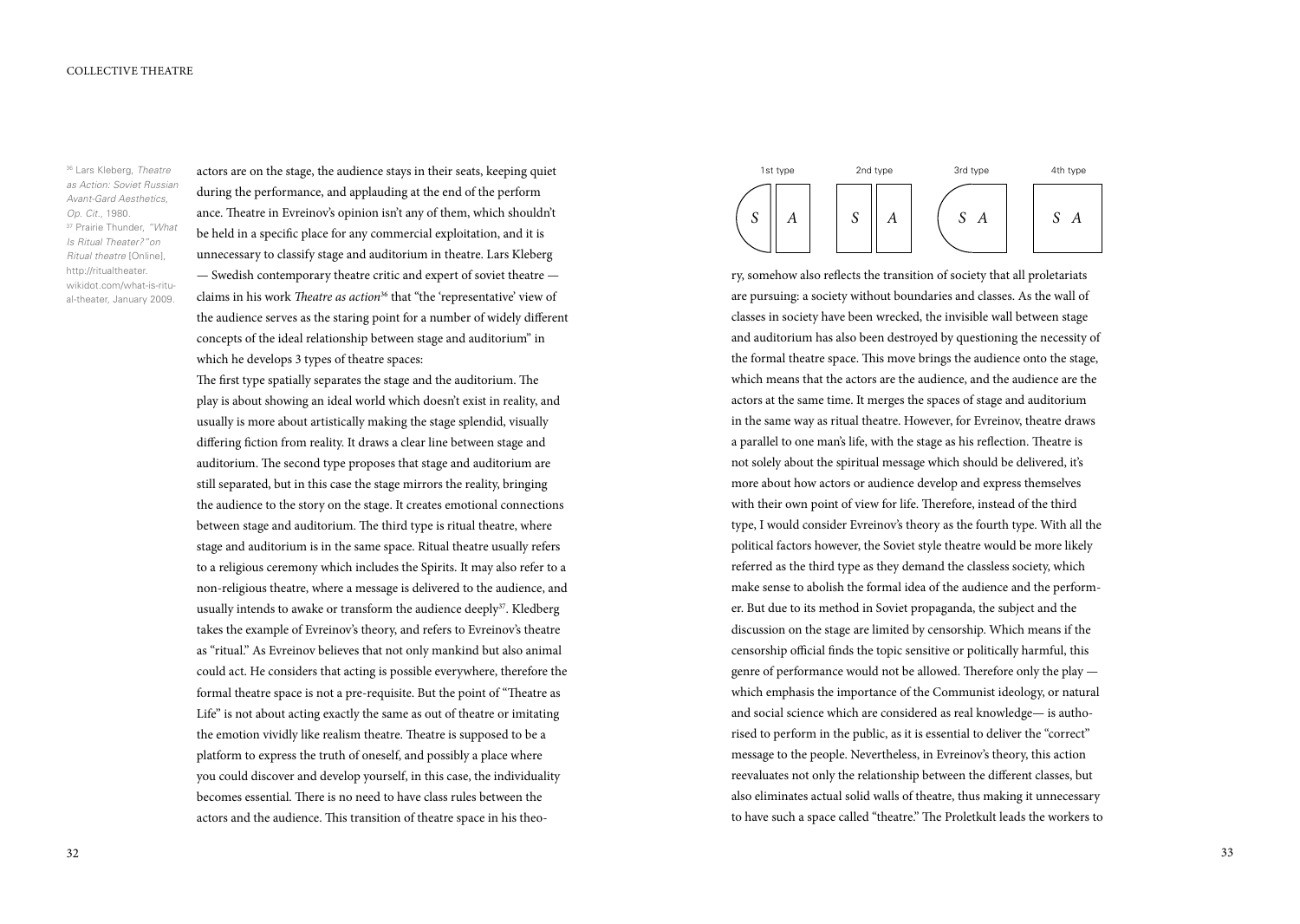actors are on the stage, the audience stays in their seats, keeping quiet during the performance, and applauding at the end of the performance. Theatre in Evreinov's opinion isn't any of them, which shouldn't be held in a specific place for any commercial exploitation, and it is unnecessary to classify stage and auditorium in theatre. Lars Kleberg — Swedish contemporary theatre critic and expert of soviet theatre — claims in his work *Theatre as action*[36] that "the 'representative' view of the audience serves as the staring point for a number of widely different concepts of the ideal relationship between stage and auditorium" in which he develops 3 types of theatre spaces:

The first type spatially separates the stage and the auditorium. The play is about showing an ideal world which doesn't exist in reality, and usually is more about artistically making the stage splendid, visually differing fiction from reality. It draws a clear line between stage and auditorium. The second type proposes that stage and auditorium are still separated, but in this case the stage mirrors the reality, bringing the audience to the story on the stage. It creates emotional connections between stage and auditorium. The third type is ritual theatre, where stage and auditorium is in the same space. Ritual theatre usually refers to a religious ceremony which includes the Spirits. It may also refer to a non-religious theatre, where a message is delivered to the audience, and usually intends to awake or transform the audience deeply[37]. Kledberg takes the example of Evreinov's theory, and refers to Evreinov's theatre as "ritual." As Evreinov believes that not only mankind but also animal could act. He considers that acting is possible everywhere, therefore the formal theatre space is not a pre-requisite. But the point of "Theatre as Life" is not about acting exactly the same as out of theatre or imitating the emotion vividly like realism theatre. Theatre is supposed to be a platform to express the truth of oneself, and possibly a place where you could discover and develop yourself, in this case, the individuality becomes essential. There is no need to have class rules between the actors and the audience. This transition of theatre space in his theory, somehow also reflects the transition of society that all proletariats are pursuing: a society without boundaries and classes. As the wall of classes in society have been wrecked, the invisible wall between stage and auditorium has also been destroyed by questioning the necessity of the formal theatre space. This move brings the audience onto the stage, which means that the actors are the audience, and the audience are the actors at the same time. It merges the spaces of stage and auditorium in the same way as ritual theatre. However, for Evreinov, theatre draws a parallel to one man's life, with the stage as his reflection. Theatre is not solely about the spiritual message which should be delivered, it's more about how actors or audience develop and express themselves with their own point of view for life. Therefore, instead of the third type, I would consider Evreinov's theory as the fourth type. With all the political factors however, the Soviet style theatre would be more likely referred as the third type as they demand the classless society, which make sense to abolish the formal idea of the audience and the performer. But due to its method in Soviet propaganda, the subject and the discussion on the stage are limited by censorship. Which means if the censorship official finds the topic sensitive or politically harmful, this genre of performance would not be allowed. Therefore only the play — which emphasis the importance of the Communist ideology, or natural and social science which are considered as real knowledge— is authorised to perform in the public, as it is essential to deliver the "correct" message to the people. Nevertheless, in Evreinov's theory, this action reevaluates not only the relationship between the different classes, but also eliminates actual solid walls of theatre, thus making it unnecessary to have such a space called "theatre." The Proletkult leads the workers to

| 1st type | 2nd type | 3rd type | 4th type |
|---|---|---|---|
| S \| A | S \| A | S A | S A |

[36] Lars Kleberg, *Theatre as Action: Soviet Russian Avant-Gard Aesthetics, Op. Cit.*, 1980.

[37] Prairie Thunder, *"What Is Ritual Theater?" on Ritual theatre* [Online], http://ritualtheater.wikidot.com/what-is-ritual-theater, January 2009.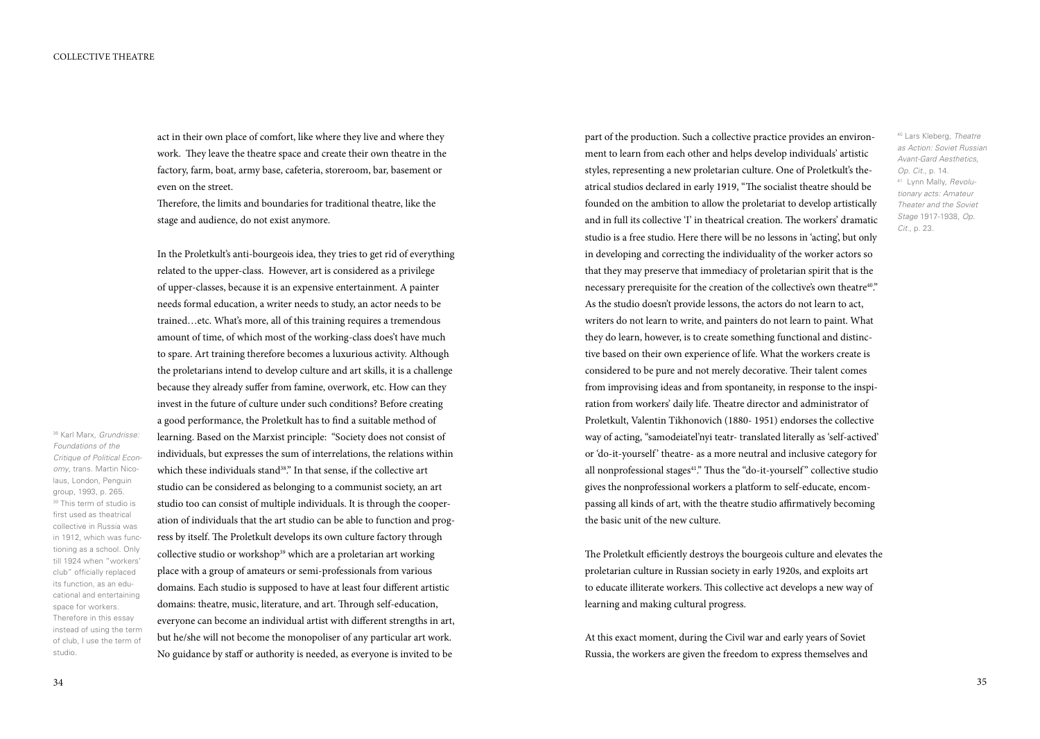act in their own place of comfort, like where they live and where they work. They leave the theatre space and create their own theatre in the factory, farm, boat, army base, cafeteria, storeroom, bar, basement or even on the street.
Therefore, the limits and boundaries for traditional theatre, like the stage and audience, do not exist anymore.

In the Proletkult's anti-bourgeois idea, they tries to get rid of everything related to the upper-class. However, art is considered as a privilege of upper-classes, because it is an expensive entertainment. A painter needs formal education, a writer needs to study, an actor needs to be trained…etc. What's more, all of this training requires a tremendous amount of time, of which most of the working-class does't have much to spare. Art training therefore becomes a luxurious activity. Although the proletarians intend to develop culture and art skills, it is a challenge because they already suffer from famine, overwork, etc. How can they invest in the future of culture under such conditions? Before creating a good performance, the Proletkult has to find a suitable method of learning. Based on the Marxist principle: "Society does not consist of individuals, but expresses the sum of interrelations, the relations within which these individuals stand[38]." In that sense, if the collective art studio can be considered as belonging to a communist society, an art studio too can consist of multiple individuals. It is through the cooperation of individuals that the art studio can be able to function and progress by itself. The Proletkult develops its own culture factory through collective studio or workshop[39] which are a proletarian art working place with a group of amateurs or semi-professionals from various domains. Each studio is supposed to have at least four different artistic domains: theatre, music, literature, and art. Through self-education, everyone can become an individual artist with different strengths in art, but he/she will not become the monopoliser of any particular art work. No guidance by staff or authority is needed, as everyone is invited to be part of the production. Such a collective practice provides an environment to learn from each other and helps develop individuals' artistic styles, representing a new proletarian culture. One of Proletkult's theatrical studios declared in early 1919, "The socialist theatre should be founded on the ambition to allow the proletariat to develop artistically and in full its collective 'I' in theatrical creation. The workers' dramatic studio is a free studio. Here there will be no lessons in 'acting', but only in developing and correcting the individuality of the worker actors so that they may preserve that immediacy of proletarian spirit that is the necessary prerequisite for the creation of the collective's own theatre[40]." As the studio doesn't provide lessons, the actors do not learn to act, writers do not learn to write, and painters do not learn to paint. What they do learn, however, is to create something functional and distinctive based on their own experience of life. What the workers create is considered to be pure and not merely decorative. Their talent comes from improvising ideas and from spontaneity, in response to the inspiration from workers' daily life. Theatre director and administrator of Proletkult, Valentin Tikhonovich (1880- 1951) endorses the collective way of acting, "samodeiatel'nyi teatr- translated literally as 'self-actived' or 'do-it-yourself' theatre- as a more neutral and inclusive category for all nonprofessional stages[41]." Thus the "do-it-yourself" collective studio gives the nonprofessional workers a platform to self-educate, encompassing all kinds of art, with the theatre studio affirmatively becoming the basic unit of the new culture.

The Proletkult efficiently destroys the bourgeois culture and elevates the proletarian culture in Russian society in early 1920s, and exploits art to educate illiterate workers. This collective act develops a new way of learning and making cultural progress.

At this exact moment, during the Civil war and early years of Soviet Russia, the workers are given the freedom to express themselves and

[38] Karl Marx, *Grundrisse: Foundations of the Critique of Political Economy*, trans. Martin Nicolaus, London, Penguin group, 1993, p. 265.

[39] This term of studio is first used as theatrical collective in Russia was in 1912, which was functioning as a school. Only till 1924 when "workers' club" officially replaced its function, as an educational and entertaining space for workers. Therefore in this essay instead of using the term of club, I use the term of studio.

[40] Lars Kleberg, *Theatre as Action: Soviet Russian Avant-Gard Aesthetics*, *Op. Cit.*, p. 14.

[41] Lynn Mally, *Revolutionary acts: Amateur Theater and the Soviet Stage* 1917-1938, *Op. Cit.*, p. 23.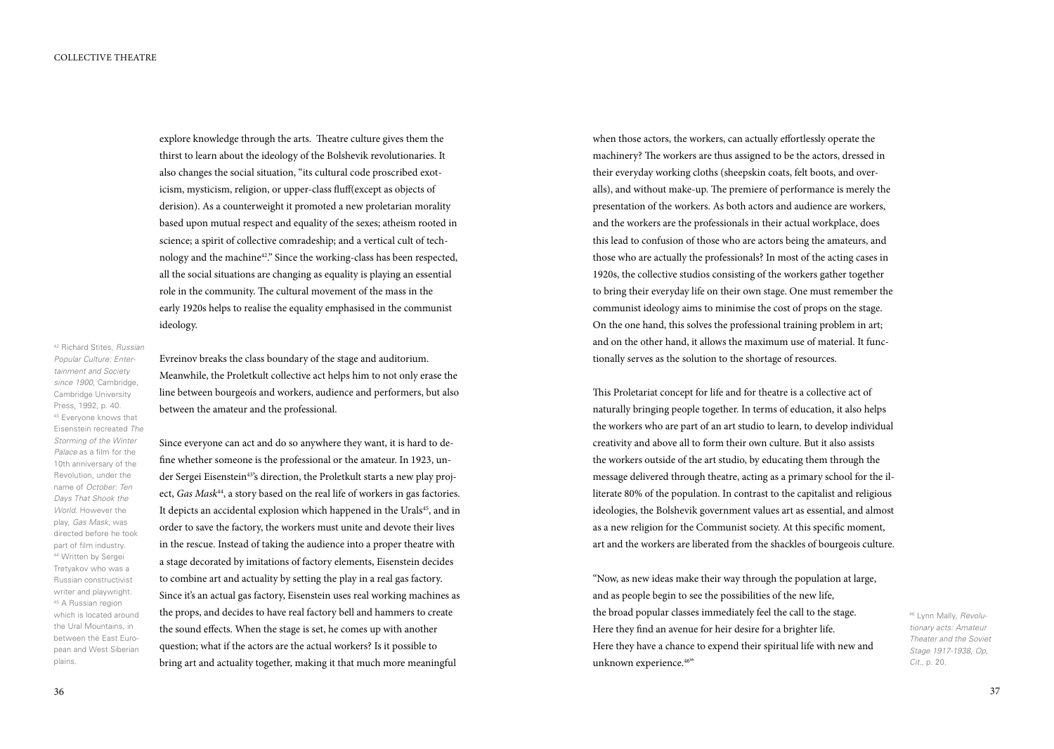explore knowledge through the arts. Theatre culture gives them the thirst to learn about the ideology of the Bolshevik revolutionaries. It also changes the social situation, "its cultural code proscribed exoticism, mysticism, religion, or upper-class fluff(except as objects of derision). As a counterweight it promoted a new proletarian morality based upon mutual respect and equality of the sexes; atheism rooted in science; a spirit of collective comradeship; and a vertical cult of technology and the machine[42]." Since the working-class has been respected, all the social situations are changing as equality is playing an essential role in the community. The cultural movement of the mass in the early 1920s helps to realise the equality emphasised in the communist ideology.

Evreinov breaks the class boundary of the stage and auditorium. Meanwhile, the Proletkult collective act helps him to not only erase the line between bourgeois and workers, audience and performers, but also between the amateur and the professional.

Since everyone can act and do so anywhere they want, it is hard to define whether someone is the professional or the amateur. In 1923, under Sergei Eisenstein[43]'s direction, the Proletkult starts a new play project, *Gas Mask*[44], a story based on the real life of workers in gas factories. It depicts an accidental explosion which happened in the Urals[45], and in order to save the factory, the workers must unite and devote their lives in the rescue. Instead of taking the audience into a proper theatre with a stage decorated by imitations of factory elements, Eisenstein decides to combine art and actuality by setting the play in a real gas factory. Since it's an actual gas factory, Eisenstein uses real working machines as the props, and decides to have real factory bell and hammers to create the sound effects. When the stage is set, he comes up with another question; what if the actors are the actual workers? Is it possible to bring art and actuality together, making it that much more meaningful when those actors, the workers, can actually effortlessly operate the machinery? The workers are thus assigned to be the actors, dressed in their everyday working cloths (sheepskin coats, felt boots, and overalls), and without make-up. The premiere of performance is merely the presentation of the workers. As both actors and audience are workers, and the workers are the professionals in their actual workplace, does this lead to confusion of those who are actors being the amateurs, and those who are actually the professionals? In most of the acting cases in 1920s, the collective studios consisting of the workers gather together to bring their everyday life on their own stage. One must remember the communist ideology aims to minimise the cost of props on the stage. On the one hand, this solves the professional training problem in art; and on the other hand, it allows the maximum use of material. It functionally serves as the solution to the shortage of resources.

This Proletariat concept for life and for theatre is a collective act of naturally bringing people together. In terms of education, it also helps the workers who are part of an art studio to learn, to develop individual creativity and above all to form their own culture. But it also assists the workers outside of the art studio, by educating them through the message delivered through theatre, acting as a primary school for the illiterate 80% of the population. In contrast to the capitalist and religious ideologies, the Bolshevik government values art as essential, and almost as a new religion for the Communist society. At this specific moment, art and the workers are liberated from the shackles of bourgeois culture.

"Now, as new ideas make their way through the population at large,
and as people begin to see the possibilities of the new life,
the broad popular classes immediately feel the call to the stage.
Here they find an avenue for heir desire for a brighter life.
Here they have a chance to expend their spiritual life with new and unknown experience.[46]"

[42] Richard Stites, *Russian Popular Culture: Entertainment and Society since 1900*, Cambridge, Cambridge University Press, 1992, p. 40.

[43] Everyone knows that Eisenstein recreated *The Storming of the Winter Palace* as a film for the 10th anniversary of the Revolution, under the name of *October: Ten Days That Shook the World*. However the play, *Gas Mask*, was directed before he took part of film industry.

[44] Written by Sergei Tretyakov who was a Russian constructivist writer and playwright.

[45] A Russian region which is located around the Ural Mountains, in between the East European and West Siberian plains.

[46] Lynn Mally, *Revolutionary acts: Amateur Theater and the Soviet Stage 1917-1938, Op, Cit.*, p. 20.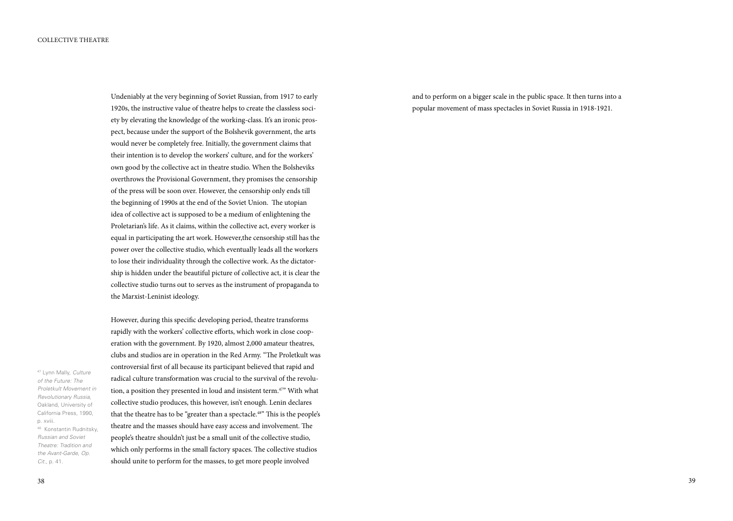Undeniably at the very beginning of Soviet Russian, from 1917 to early 1920s, the instructive value of theatre helps to create the classless society by elevating the knowledge of the working-class. It's an ironic prospect, because under the support of the Bolshevik government, the arts would never be completely free. Initially, the government claims that their intention is to develop the workers' culture, and for the workers' own good by the collective act in theatre studio. When the Bolsheviks overthrows the Provisional Government, they promises the censorship of the press will be soon over. However, the censorship only ends till the beginning of 1990s at the end of the Soviet Union. The utopian idea of collective act is supposed to be a medium of enlightening the Proletarian's life. As it claims, within the collective act, every worker is equal in participating the art work. However,the censorship still has the power over the collective studio, which eventually leads all the workers to lose their individuality through the collective work. As the dictatorship is hidden under the beautiful picture of collective act, it is clear the collective studio turns out to serves as the instrument of propaganda to the Marxist-Leninist ideology.

However, during this specific developing period, theatre transforms rapidly with the workers' collective efforts, which work in close cooperation with the government. By 1920, almost 2,000 amateur theatres, clubs and studios are in operation in the Red Army. "The Proletkult was controversial first of all because its participant believed that rapid and radical culture transformation was crucial to the survival of the revolution, a position they presented in loud and insistent term.[47]" With what collective studio produces, this however, isn't enough. Lenin declares that the theatre has to be "greater than a spectacle.[48]" This is the people's theatre and the masses should have easy access and involvement. The people's theatre shouldn't just be a small unit of the collective studio, which only performs in the small factory spaces. The collective studios should unite to perform for the masses, to get more people involved and to perform on a bigger scale in the public space. It then turns into a popular movement of mass spectacles in Soviet Russia in 1918-1921.

[47] Lynn Mally, *Culture of the Future: The Proletkult Movement in Revolutionary Russia*, Oakland, University of California Press, 1990, p. xviii.

[48] Konstantin Rudnitsky, *Russian and Soviet Theatre: Tradition and the Avant-Garde*, *Op. Cit.*, p. 41.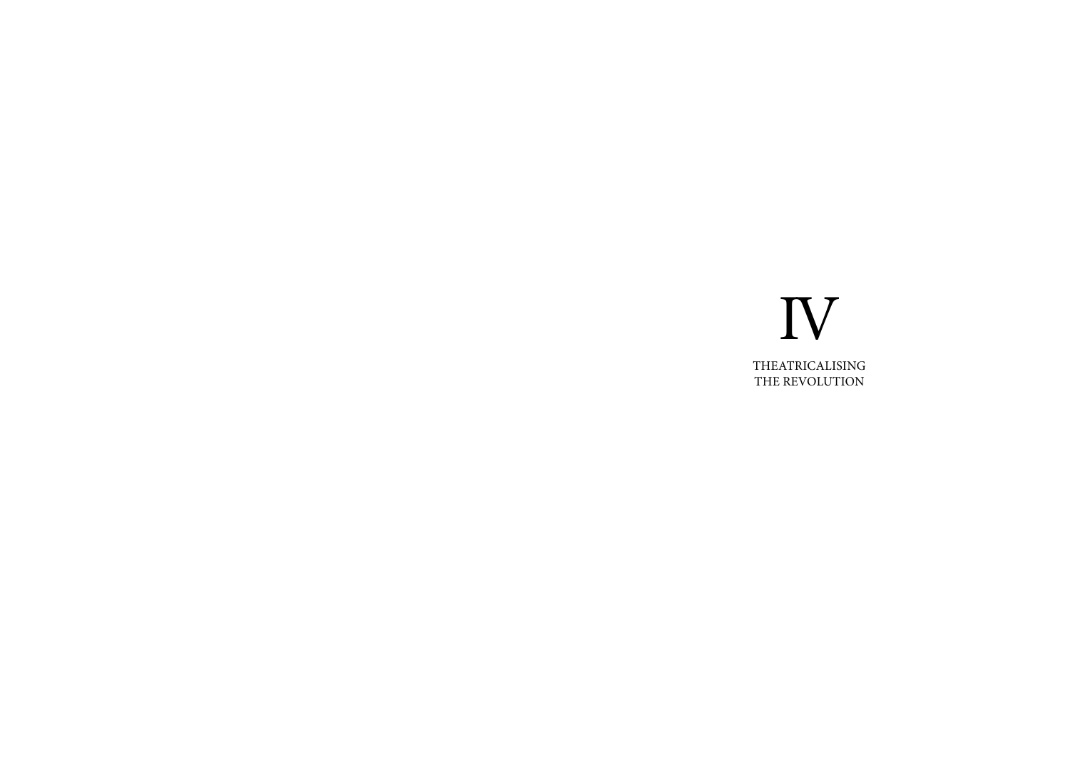# IV

## THEATRICALISING THE REVOLUTION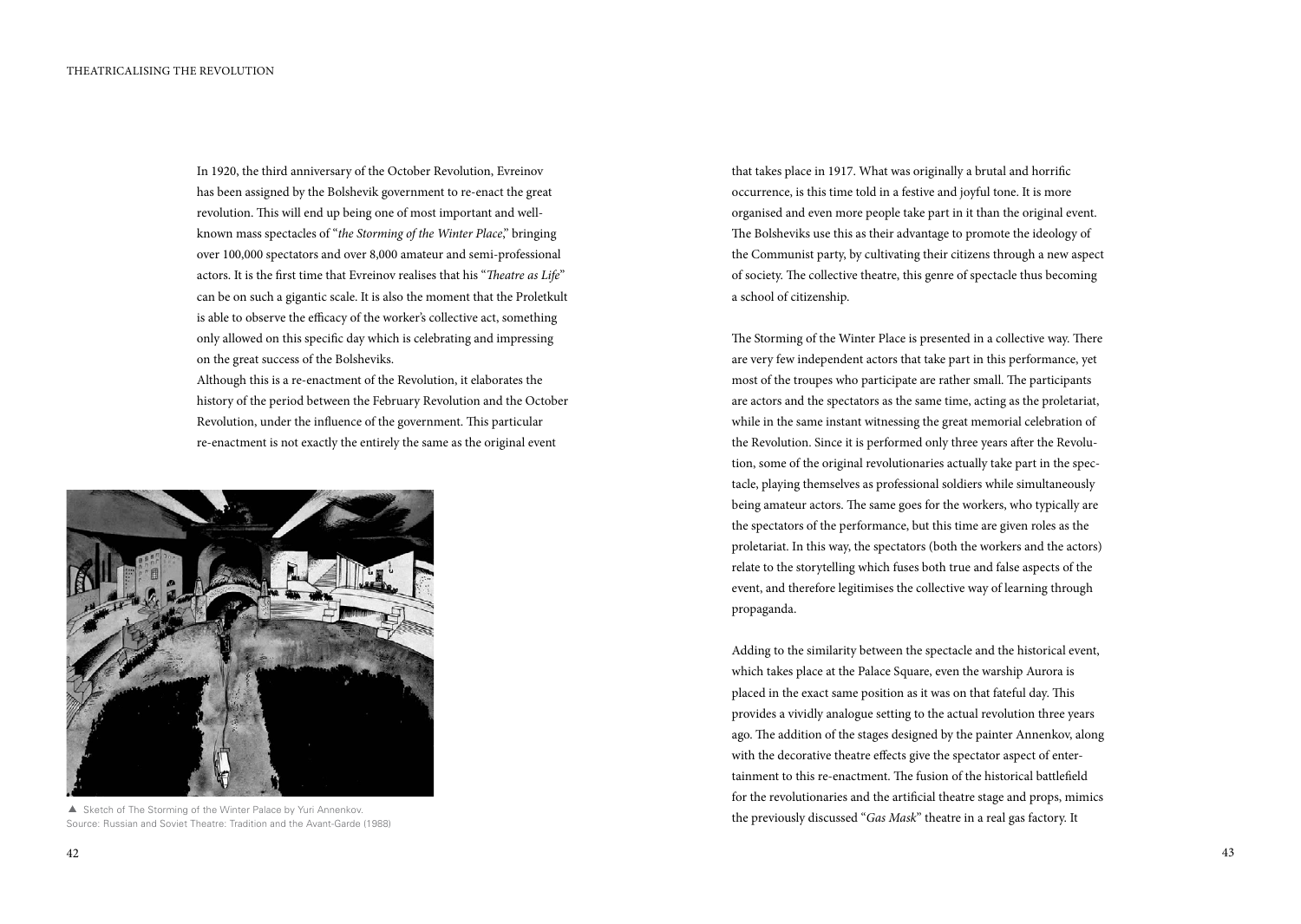In 1920, the third anniversary of the October Revolution, Evreinov has been assigned by the Bolshevik government to re-enact the great revolution. This will end up being one of most important and well-known mass spectacles of "*the Storming of the Winter Place*," bringing over 100,000 spectators and over 8,000 amateur and semi-professional actors. It is the first time that Evreinov realises that his "*Theatre as Life*" can be on such a gigantic scale. It is also the moment that the Proletkult is able to observe the efficacy of the worker's collective act, something only allowed on this specific day which is celebrating and impressing on the great success of the Bolsheviks.

Although this is a re-enactment of the Revolution, it elaborates the history of the period between the February Revolution and the October Revolution, under the influence of the government. This particular re-enactment is not exactly the entirely the same as the original event that takes place in 1917. What was originally a brutal and horrific occurrence, is this time told in a festive and joyful tone. It is more organised and even more people take part in it than the original event. The Bolsheviks use this as their advantage to promote the ideology of the Communist party, by cultivating their citizens through a new aspect of society. The collective theatre, this genre of spectacle thus becoming a school of citizenship.

▲ Sketch of The Storming of the Winter Palace by Yuri Annenkov.
Source: Russian and Soviet Theatre: Tradition and the Avant-Garde (1988)

The Storming of the Winter Place is presented in a collective way. There are very few independent actors that take part in this performance, yet most of the troupes who participate are rather small. The participants are actors and the spectators as the same time, acting as the proletariat, while in the same instant witnessing the great memorial celebration of the Revolution. Since it is performed only three years after the Revolution, some of the original revolutionaries actually take part in the spectacle, playing themselves as professional soldiers while simultaneously being amateur actors. The same goes for the workers, who typically are the spectators of the performance, but this time are given roles as the proletariat. In this way, the spectators (both the workers and the actors) relate to the storytelling which fuses both true and false aspects of the event, and therefore legitimises the collective way of learning through propaganda.

Adding to the similarity between the spectacle and the historical event, which takes place at the Palace Square, even the warship Aurora is placed in the exact same position as it was on that fateful day. This provides a vividly analogue setting to the actual revolution three years ago. The addition of the stages designed by the painter Annenkov, along with the decorative theatre effects give the spectator aspect of entertainment to this re-enactment. The fusion of the historical battlefield for the revolutionaries and the artificial theatre stage and props, mimics the previously discussed "*Gas Mask*" theatre in a real gas factory. It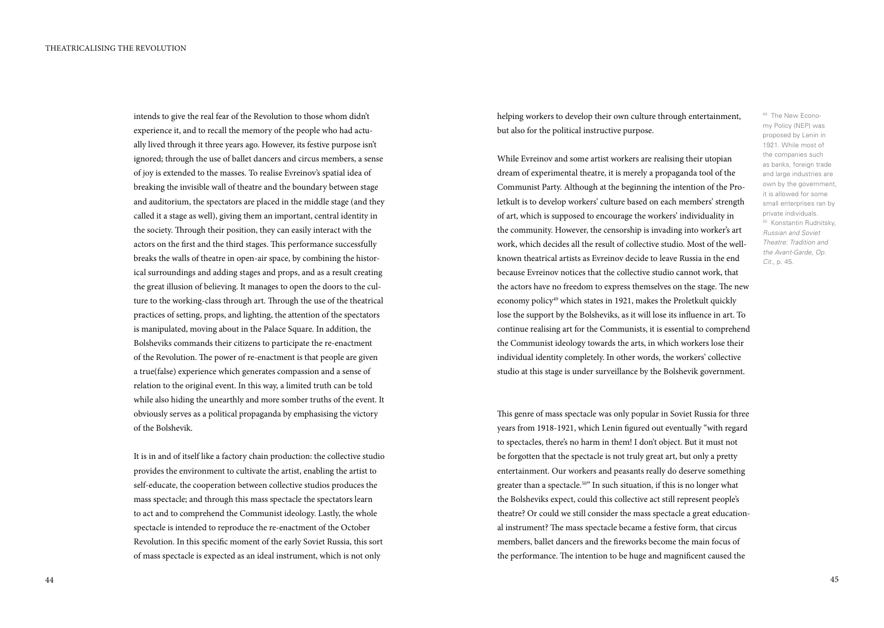intends to give the real fear of the Revolution to those whom didn't experience it, and to recall the memory of the people who had actually lived through it three years ago. However, its festive purpose isn't ignored; through the use of ballet dancers and circus members, a sense of joy is extended to the masses. To realise Evreinov's spatial idea of breaking the invisible wall of theatre and the boundary between stage and auditorium, the spectators are placed in the middle stage (and they called it a stage as well), giving them an important, central identity in the society. Through their position, they can easily interact with the actors on the first and the third stages. This performance successfully breaks the walls of theatre in open-air space, by combining the historical surroundings and adding stages and props, and as a result creating the great illusion of believing. It manages to open the doors to the culture to the working-class through art. Through the use of the theatrical practices of setting, props, and lighting, the attention of the spectators is manipulated, moving about in the Palace Square. In addition, the Bolsheviks commands their citizens to participate the re-enactment of the Revolution. The power of re-enactment is that people are given a true(false) experience which generates compassion and a sense of relation to the original event. In this way, a limited truth can be told while also hiding the unearthly and more somber truths of the event. It obviously serves as a political propaganda by emphasising the victory of the Bolshevik.

It is in and of itself like a factory chain production: the collective studio provides the environment to cultivate the artist, enabling the artist to self-educate, the cooperation between collective studios produces the mass spectacle; and through this mass spectacle the spectators learn to act and to comprehend the Communist ideology. Lastly, the whole spectacle is intended to reproduce the re-enactment of the October Revolution. In this specific moment of the early Soviet Russia, this sort of mass spectacle is expected as an ideal instrument, which is not only helping workers to develop their own culture through entertainment, but also for the political instructive purpose.

While Evreinov and some artist workers are realising their utopian dream of experimental theatre, it is merely a propaganda tool of the Communist Party. Although at the beginning the intention of the Proletkult is to develop workers' culture based on each members' strength of art, which is supposed to encourage the workers' individuality in the community. However, the censorship is invading into worker's art work, which decides all the result of collective studio. Most of the well-known theatrical artists as Evreinov decide to leave Russia in the end because Evreinov notices that the collective studio cannot work, that the actors have no freedom to express themselves on the stage. The new economy policy[49] which states in 1921, makes the Proletkult quickly lose the support by the Bolsheviks, as it will lose its influence in art. To continue realising art for the Communists, it is essential to comprehend the Communist ideology towards the arts, in which workers lose their individual identity completely. In other words, the workers' collective studio at this stage is under surveillance by the Bolshevik government.

This genre of mass spectacle was only popular in Soviet Russia for three years from 1918-1921, which Lenin figured out eventually "with regard to spectacles, there's no harm in them! I don't object. But it must not be forgotten that the spectacle is not truly great art, but only a pretty entertainment. Our workers and peasants really do deserve something greater than a spectacle.[50]" In such situation, if this is no longer what the Bolsheviks expect, could this collective act still represent people's theatre? Or could we still consider the mass spectacle a great educational instrument? The mass spectacle became a festive form, that circus members, ballet dancers and the fireworks become the main focus of the performance. The intention to be huge and magnificent caused the

[49] The New Economy Policy (NEP) was proposed by Lenin in 1921. While most of the companies such as banks, foreign trade and large industries are own by the government, it is allowed for some small enterprises ran by private individuals.

[50] Konstantin Rudnitsky, *Russian and Soviet Theatre: Tradition and the Avant-Garde, Op. Cit.*, p. 45.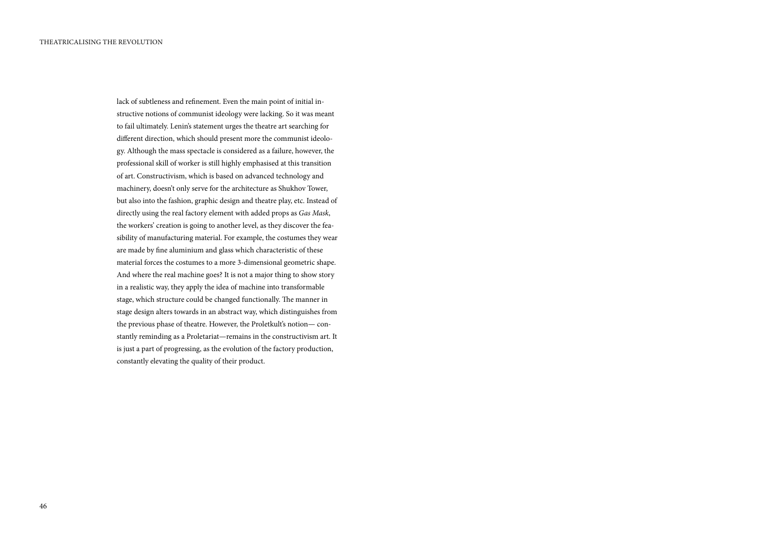lack of subtleness and refinement. Even the main point of initial instructive notions of communist ideology were lacking. So it was meant to fail ultimately. Lenin's statement urges the theatre art searching for different direction, which should present more the communist ideology. Although the mass spectacle is considered as a failure, however, the professional skill of worker is still highly emphasised at this transition of art. Constructivism, which is based on advanced technology and machinery, doesn't only serve for the architecture as Shukhov Tower, but also into the fashion, graphic design and theatre play, etc. Instead of directly using the real factory element with added props as *Gas Mask*, the workers' creation is going to another level, as they discover the feasibility of manufacturing material. For example, the costumes they wear are made by fine aluminium and glass which characteristic of these material forces the costumes to a more 3-dimensional geometric shape. And where the real machine goes? It is not a major thing to show story in a realistic way, they apply the idea of machine into transformable stage, which structure could be changed functionally. The manner in stage design alters towards in an abstract way, which distinguishes from the previous phase of theatre. However, the Proletkult's notion— constantly reminding as a Proletariat—remains in the constructivism art. It is just a part of progressing, as the evolution of the factory production, constantly elevating the quality of their product.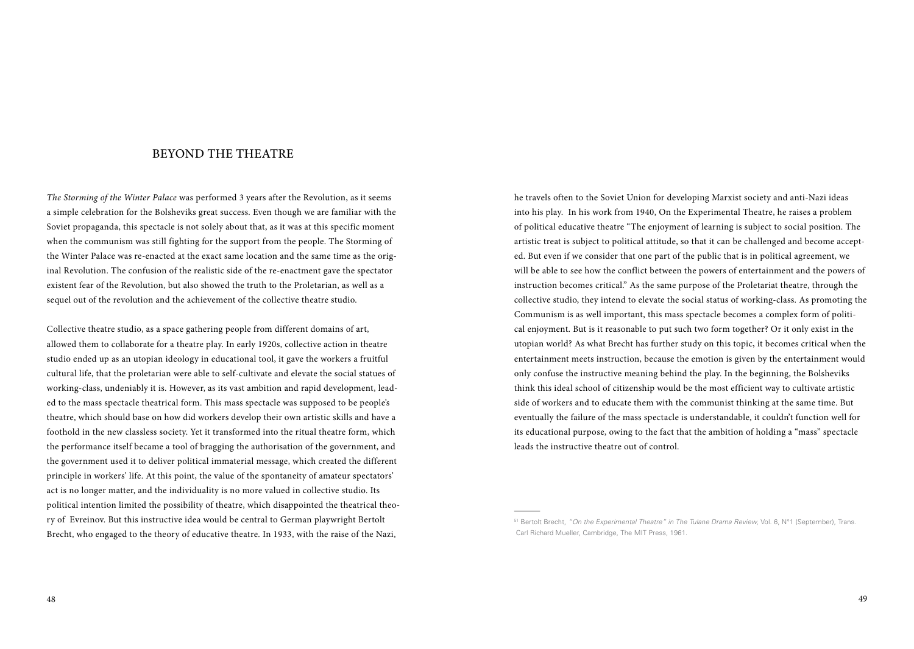## BEYOND THE THEATRE

*The Storming of the Winter Palace* was performed 3 years after the Revolution, as it seems a simple celebration for the Bolsheviks great success. Even though we are familiar with the Soviet propaganda, this spectacle is not solely about that, as it was at this specific moment when the communism was still fighting for the support from the people. The Storming of the Winter Palace was re-enacted at the exact same location and the same time as the original Revolution. The confusion of the realistic side of the re-enactment gave the spectator existent fear of the Revolution, but also showed the truth to the Proletarian, as well as a sequel out of the revolution and the achievement of the collective theatre studio.

Collective theatre studio, as a space gathering people from different domains of art, allowed them to collaborate for a theatre play. In early 1920s, collective action in theatre studio ended up as an utopian ideology in educational tool, it gave the workers a fruitful cultural life, that the proletarian were able to self-cultivate and elevate the social statues of working-class, undeniably it is. However, as its vast ambition and rapid development, leaded to the mass spectacle theatrical form. This mass spectacle was supposed to be people's theatre, which should base on how did workers develop their own artistic skills and have a foothold in the new classless society. Yet it transformed into the ritual theatre form, which the performance itself became a tool of bragging the authorisation of the government, and the government used it to deliver political immaterial message, which created the different principle in workers' life. At this point, the value of the spontaneity of amateur spectators' act is no longer matter, and the individuality is no more valued in collective studio. Its political intention limited the possibility of theatre, which disappointed the theatrical theory of Evreinov. But this instructive idea would be central to German playwright Bertolt Brecht, who engaged to the theory of educative theatre. In 1933, with the raise of the Nazi, he travels often to the Soviet Union for developing Marxist society and anti-Nazi ideas into his play. In his work from 1940, On the Experimental Theatre, he raises a problem of political educative theatre "The enjoyment of learning is subject to social position. The artistic treat is subject to political attitude, so that it can be challenged and become accepted. But even if we consider that one part of the public that is in political agreement, we will be able to see how the conflict between the powers of entertainment and the powers of instruction becomes critical." As the same purpose of the Proletariat theatre, through the collective studio, they intend to elevate the social status of working-class. As promoting the Communism is as well important, this mass spectacle becomes a complex form of political enjoyment. But is it reasonable to put such two form together? Or it only exist in the utopian world? As what Brecht has further study on this topic, it becomes critical when the entertainment meets instruction, because the emotion is given by the entertainment would only confuse the instructive meaning behind the play. In the beginning, the Bolsheviks think this ideal school of citizenship would be the most efficient way to cultivate artistic side of workers and to educate them with the communist thinking at the same time. But eventually the failure of the mass spectacle is understandable, it couldn't function well for its educational purpose, owing to the fact that the ambition of holding a "mass" spectacle leads the instructive theatre out of control.

---

[51] Bertolt Brecht, *"On the Experimental Theatre" in The Tulane Drama Review,* Vol. 6, N°1 (September), Trans. Carl Richard Mueller, Cambridge, The MIT Press, 1961.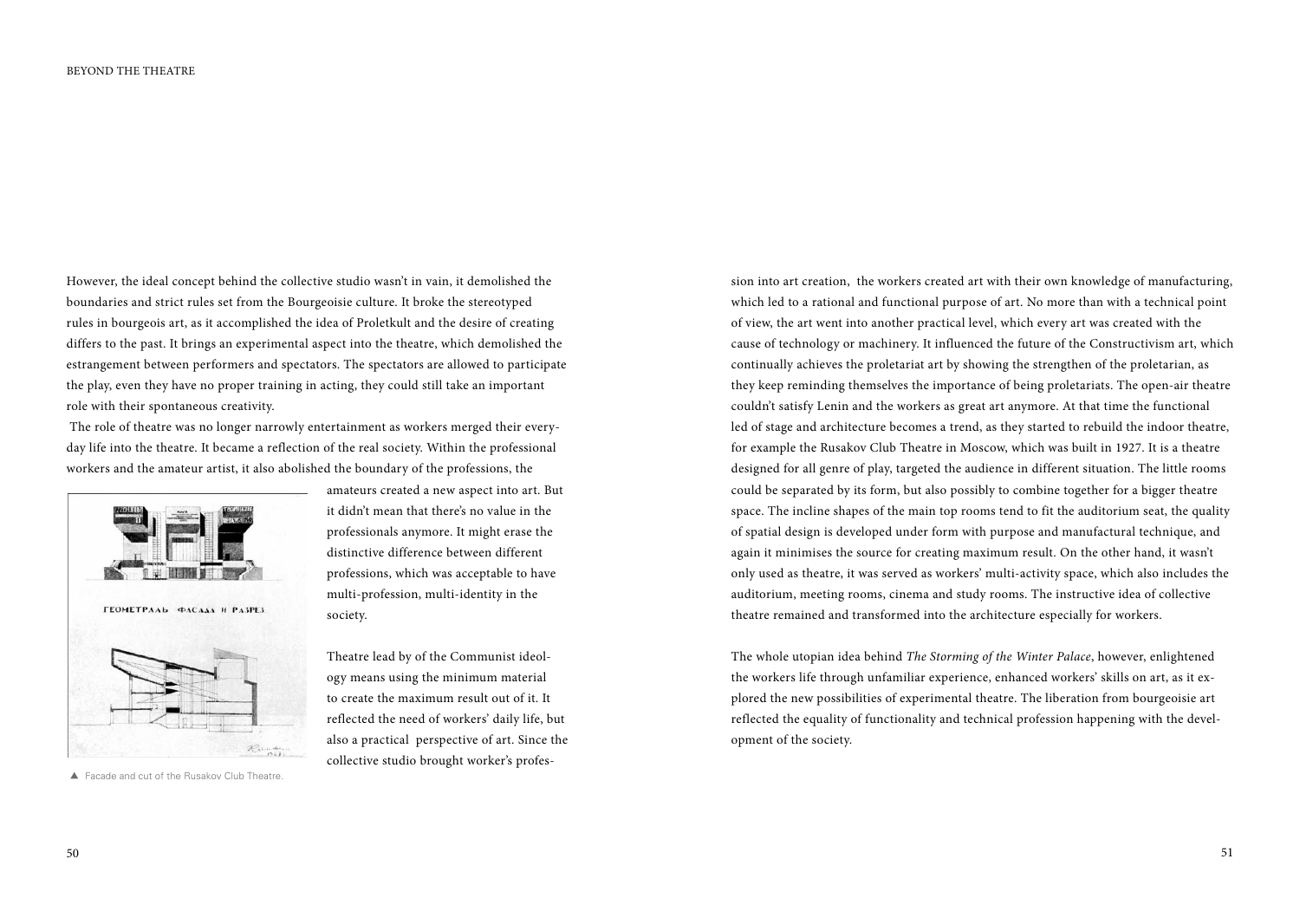However, the ideal concept behind the collective studio wasn't in vain, it demolished the boundaries and strict rules set from the Bourgeoisie culture. It broke the stereotyped rules in bourgeois art, as it accomplished the idea of Proletkult and the desire of creating differs to the past. It brings an experimental aspect into the theatre, which demolished the estrangement between performers and spectators. The spectators are allowed to participate the play, even they have no proper training in acting, they could still take an important role with their spontaneous creativity.

The role of theatre was no longer narrowly entertainment as workers merged their everyday life into the theatre. It became a reflection of the real society. Within the professional workers and the amateur artist, it also abolished the boundary of the professions, the amateurs created a new aspect into art. But it didn't mean that there's no value in the professionals anymore. It might erase the distinctive difference between different professions, which was acceptable to have multi-profession, multi-identity in the society.

▲ Facade and cut of the Rusakov Club Theatre.

Theatre lead by of the Communist ideology means using the minimum material to create the maximum result out of it. It reflected the need of workers' daily life, but also a practical perspective of art. Since the collective studio brought worker's profession into art creation, the workers created art with their own knowledge of manufacturing, which led to a rational and functional purpose of art. No more than with a technical point of view, the art went into another practical level, which every art was created with the cause of technology or machinery. It influenced the future of the Constructivism art, which continually achieves the proletariat art by showing the strengthen of the proletarian, as they keep reminding themselves the importance of being proletariats. The open-air theatre couldn't satisfy Lenin and the workers as great art anymore. At that time the functional led of stage and architecture becomes a trend, as they started to rebuild the indoor theatre, for example the Rusakov Club Theatre in Moscow, which was built in 1927. It is a theatre designed for all genre of play, targeted the audience in different situation. The little rooms could be separated by its form, but also possibly to combine together for a bigger theatre space. The incline shapes of the main top rooms tend to fit the auditorium seat, the quality of spatial design is developed under form with purpose and manufactural technique, and again it minimises the source for creating maximum result. On the other hand, it wasn't only used as theatre, it was served as workers' multi-activity space, which also includes the auditorium, meeting rooms, cinema and study rooms. The instructive idea of collective theatre remained and transformed into the architecture especially for workers.

The whole utopian idea behind *The Storming of the Winter Palace*, however, enlightened the workers life through unfamiliar experience, enhanced workers' skills on art, as it explored the new possibilities of experimental theatre. The liberation from bourgeoisie art reflected the equality of functionality and technical profession happening with the development of the society.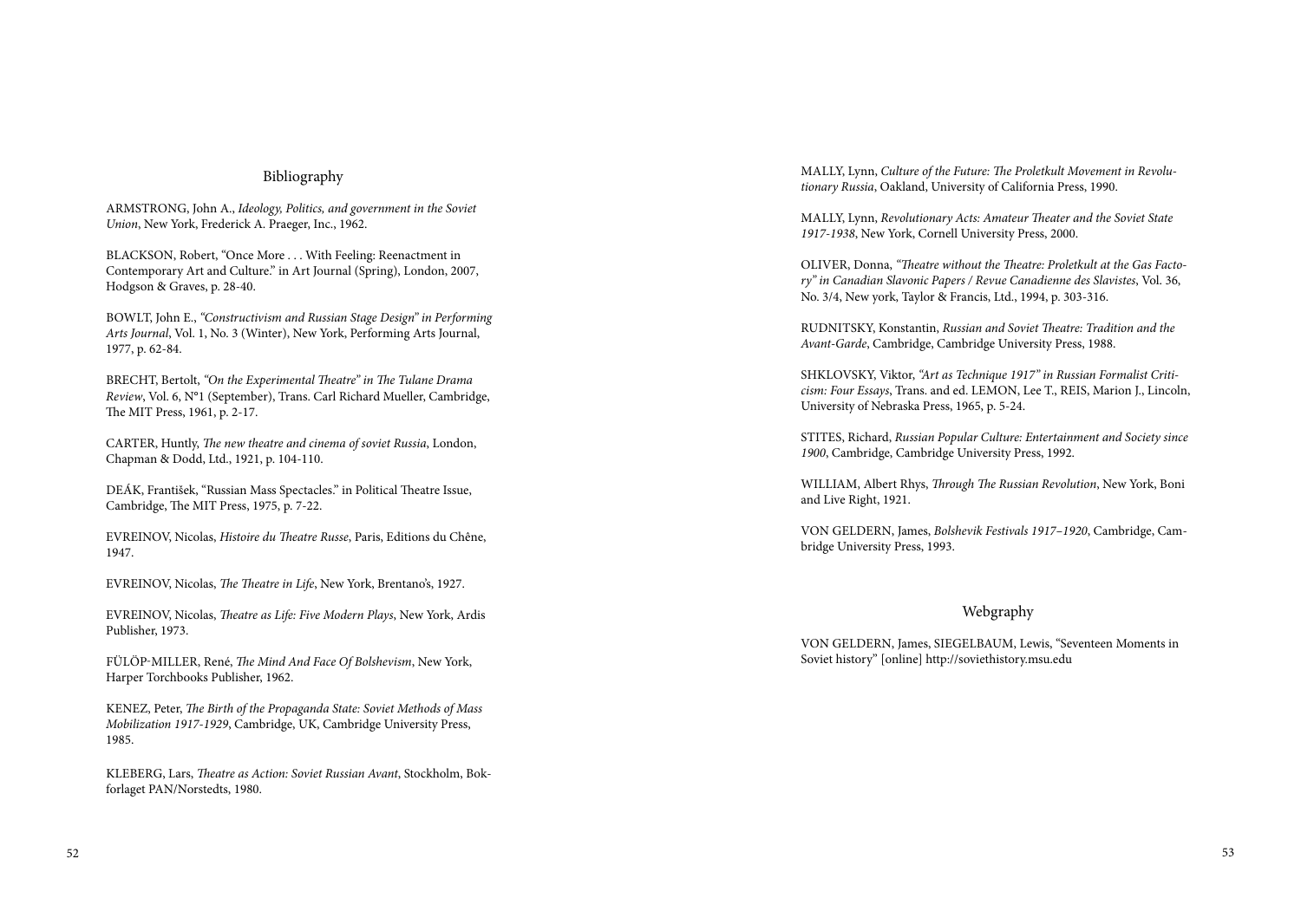## Bibliography

ARMSTRONG, John A., *Ideology, Politics, and government in the Soviet Union*, New York, Frederick A. Praeger, Inc., 1962.

BLACKSON, Robert, "Once More . . . With Feeling: Reenactment in Contemporary Art and Culture." in Art Journal (Spring), London, 2007, Hodgson & Graves, p. 28-40.

BOWLT, John E., *"Constructivism and Russian Stage Design" in Performing Arts Journal*, Vol. 1, No. 3 (Winter), New York, Performing Arts Journal, 1977, p. 62-84.

BRECHT, Bertolt, *"On the Experimental Theatre" in The Tulane Drama Review*, Vol. 6, N°1 (September), Trans. Carl Richard Mueller, Cambridge, The MIT Press, 1961, p. 2-17.

CARTER, Huntly, *The new theatre and cinema of soviet Russia*, London, Chapman & Dodd, Ltd., 1921, p. 104-110.

DEÁK, František, "Russian Mass Spectacles." in Political Theatre Issue, Cambridge, The MIT Press, 1975, p. 7-22.

EVREINOV, Nicolas, *Histoire du Theatre Russe*, Paris, Editions du Chêne, 1947.

EVREINOV, Nicolas, *The Theatre in Life*, New York, Brentano's, 1927.

EVREINOV, Nicolas, *Theatre as Life: Five Modern Plays*, New York, Ardis Publisher, 1973.

FÜLÖP-MILLER, René, *The Mind And Face Of Bolshevism*, New York, Harper Torchbooks Publisher, 1962.

KENEZ, Peter, *The Birth of the Propaganda State: Soviet Methods of Mass Mobilization 1917-1929*, Cambridge, UK, Cambridge University Press, 1985.

KLEBERG, Lars, *Theatre as Action: Soviet Russian Avant*, Stockholm, Bokforlaget PAN/Norstedts, 1980.

MALLY, Lynn, *Culture of the Future: The Proletkult Movement in Revolutionary Russia*, Oakland, University of California Press, 1990.

MALLY, Lynn, *Revolutionary Acts: Amateur Theater and the Soviet State 1917-1938*, New York, Cornell University Press, 2000.

OLIVER, Donna, *"Theatre without the Theatre: Proletkult at the Gas Factory" in Canadian Slavonic Papers / Revue Canadienne des Slavistes*, Vol. 36, No. 3/4, New york, Taylor & Francis, Ltd., 1994, p. 303-316.

RUDNITSKY, Konstantin, *Russian and Soviet Theatre: Tradition and the Avant-Garde*, Cambridge, Cambridge University Press, 1988.

SHKLOVSKY, Viktor, *"Art as Technique 1917" in Russian Formalist Criticism: Four Essays*, Trans. and ed. LEMON, Lee T., REIS, Marion J., Lincoln, University of Nebraska Press, 1965, p. 5-24.

STITES, Richard, *Russian Popular Culture: Entertainment and Society since 1900*, Cambridge, Cambridge University Press, 1992.

WILLIAM, Albert Rhys, *Through The Russian Revolution*, New York, Boni and Live Right, 1921.

VON GELDERN, James, *Bolshevik Festivals 1917–1920*, Cambridge, Cambridge University Press, 1993.

## Webgraphy

VON GELDERN, James, SIEGELBAUM, Lewis, "Seventeen Moments in Soviet history" [online] http://soviethistory.msu.edu